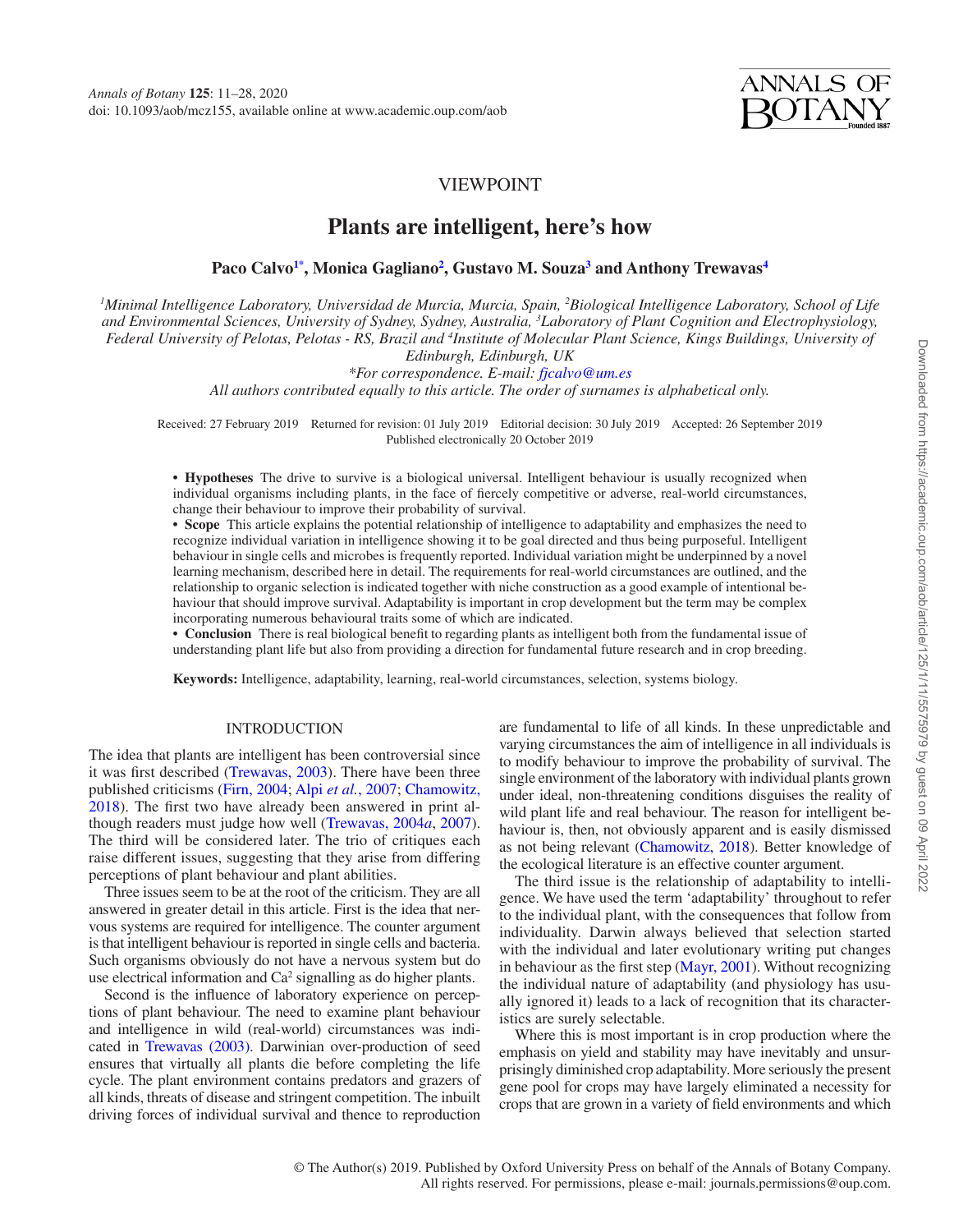VIEWPOINT

# Plants are intelligent, here's how

**Paco Calvo[1*], Monica Gagliano[2], Gustavo M. Souza[3] and Anthony Trewavas[4]**

*[1]Minimal Intelligence Laboratory, Universidad de Murcia, Murcia, Spain, [2]Biological Intelligence Laboratory, School of Life and Environmental Sciences, University of Sydney, Sydney, Australia, [3]Laboratory of Plant Cognition and Electrophysiology, Federal University of Pelotas, Pelotas - RS, Brazil and [4]Institute of Molecular Plant Science, Kings Buildings, University of Edinburgh, Edinburgh, UK*

*\*For correspondence. E-mail: fjcalvo@um.es*

*All authors contributed equally to this article. The order of surnames is alphabetical only.*

Received: 27 February 2019 Returned for revision: 01 July 2019 Editorial decision: 30 July 2019 Accepted: 26 September 2019
Published electronically 20 October 2019

- **Hypotheses** The drive to survive is a biological universal. Intelligent behaviour is usually recognized when individual organisms including plants, in the face of fiercely competitive or adverse, real-world circumstances, change their behaviour to improve their probability of survival.
- **Scope** This article explains the potential relationship of intelligence to adaptability and emphasizes the need to recognize individual variation in intelligence showing it to be goal directed and thus being purposeful. Intelligent behaviour in single cells and microbes is frequently reported. Individual variation might be underpinned by a novel learning mechanism, described here in detail. The requirements for real-world circumstances are outlined, and the relationship to organic selection is indicated together with niche construction as a good example of intentional behaviour that should improve survival. Adaptability is important in crop development but the term may be complex incorporating numerous behavioural traits some of which are indicated.
- **Conclusion** There is real biological benefit to regarding plants as intelligent both from the fundamental issue of understanding plant life but also from providing a direction for fundamental future research and in crop breeding.

**Keywords:** Intelligence, adaptability, learning, real-world circumstances, selection, systems biology.

## INTRODUCTION

The idea that plants are intelligent has been controversial since it was first described (Trewavas, 2003). There have been three published criticisms (Firn, 2004; Alpi *et al.*, 2007; Chamowitz, 2018). The first two have already been answered in print although readers must judge how well (Trewavas, 2004*a*, 2007). The third will be considered later. The trio of critiques each raise different issues, suggesting that they arise from differing perceptions of plant behaviour and plant abilities.

Three issues seem to be at the root of the criticism. They are all answered in greater detail in this article. First is the idea that nervous systems are required for intelligence. The counter argument is that intelligent behaviour is reported in single cells and bacteria. Such organisms obviously do not have a nervous system but do use electrical information and $Ca^2$ signalling as do higher plants.

Second is the influence of laboratory experience on perceptions of plant behaviour. The need to examine plant behaviour and intelligence in wild (real-world) circumstances was indicated in Trewavas (2003). Darwinian over-production of seed ensures that virtually all plants die before completing the life cycle. The plant environment contains predators and grazers of all kinds, threats of disease and stringent competition. The inbuilt driving forces of individual survival and thence to reproduction are fundamental to life of all kinds. In these unpredictable and varying circumstances the aim of intelligence in all individuals is to modify behaviour to improve the probability of survival. The single environment of the laboratory with individual plants grown under ideal, non-threatening conditions disguises the reality of wild plant life and real behaviour. The reason for intelligent behaviour is, then, not obviously apparent and is easily dismissed as not being relevant (Chamowitz, 2018). Better knowledge of the ecological literature is an effective counter argument.

The third issue is the relationship of adaptability to intelligence. We have used the term 'adaptability' throughout to refer to the individual plant, with the consequences that follow from individuality. Darwin always believed that selection started with the individual and later evolutionary writing put changes in behaviour as the first step (Mayr, 2001). Without recognizing the individual nature of adaptability (and physiology has usually ignored it) leads to a lack of recognition that its characteristics are surely selectable.

Where this is most important is in crop production where the emphasis on yield and stability may have inevitably and unsurprisingly diminished crop adaptability. More seriously the present gene pool for crops may have largely eliminated a necessity for crops that are grown in a variety of field environments and which

© The Author(s) 2019. Published by Oxford University Press on behalf of the Annals of Botany Company.
All rights reserved. For permissions, please e-mail: journals.permissions@oup.com.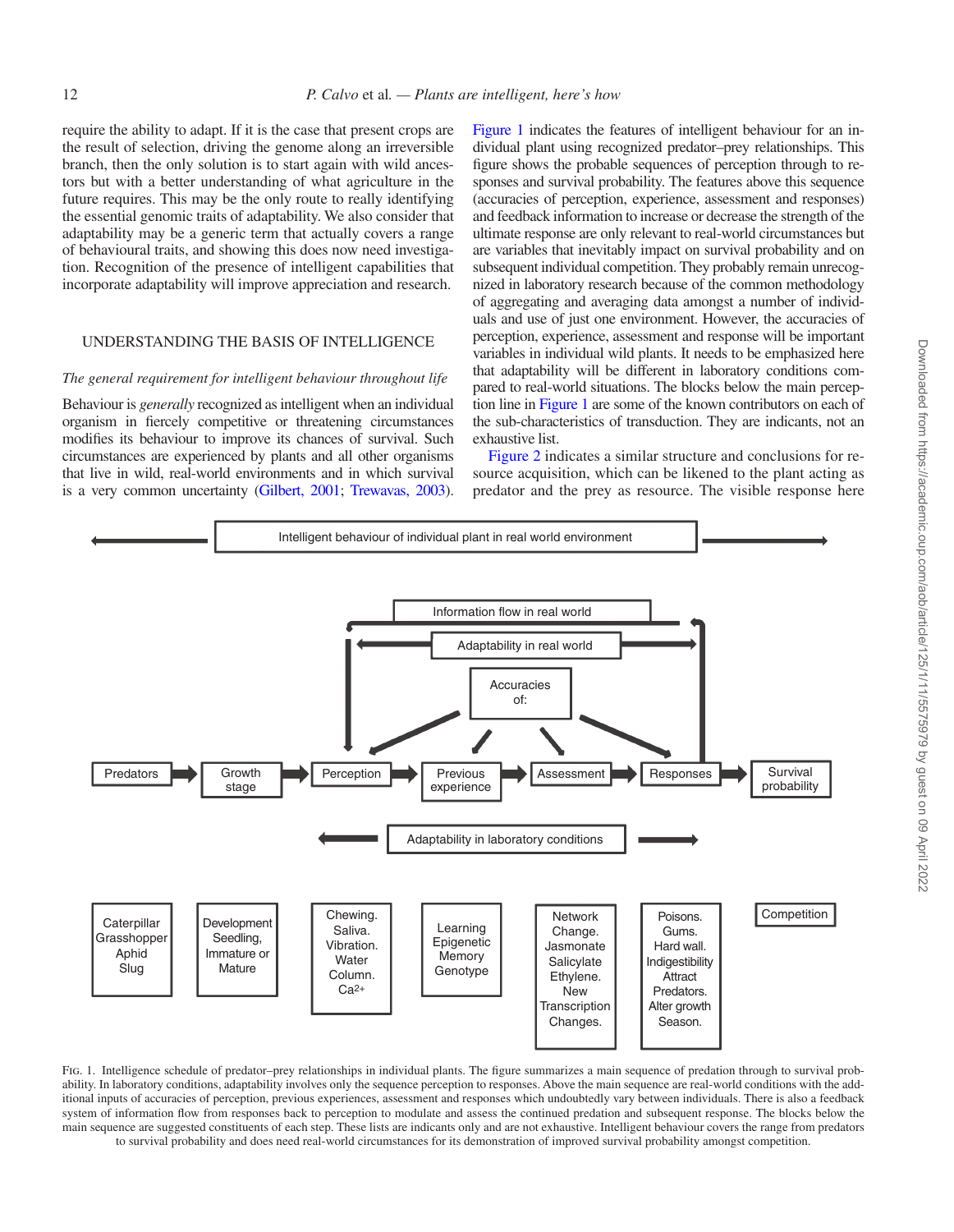require the ability to adapt. If it is the case that present crops are the result of selection, driving the genome along an irreversible branch, then the only solution is to start again with wild ancestors but with a better understanding of what agriculture in the future requires. This may be the only route to really identifying the essential genomic traits of adaptability. We also consider that adaptability may be a generic term that actually covers a range of behavioural traits, and showing this does now need investigation. Recognition of the presence of intelligent capabilities that incorporate adaptability will improve appreciation and research.

## UNDERSTANDING THE BASIS OF INTELLIGENCE

### *The general requirement for intelligent behaviour throughout life*

Behaviour is *generally* recognized as intelligent when an individual organism in fiercely competitive or threatening circumstances modifies its behaviour to improve its chances of survival. Such circumstances are experienced by plants and all other organisms that live in wild, real-world environments and in which survival is a very common uncertainty (Gilbert, 2001; Trewavas, 2003). Figure 1 indicates the features of intelligent behaviour for an individual plant using recognized predator–prey relationships. This figure shows the probable sequences of perception through to responses and survival probability. The features above this sequence (accuracies of perception, experience, assessment and responses) and feedback information to increase or decrease the strength of the ultimate response are only relevant to real-world circumstances but are variables that inevitably impact on survival probability and on subsequent individual competition. They probably remain unrecognized in laboratory research because of the common methodology of aggregating and averaging data amongst a number of individuals and use of just one environment. However, the accuracies of perception, experience, assessment and response will be important variables in individual wild plants. It needs to be emphasized here that adaptability will be different in laboratory conditions compared to real-world situations. The blocks below the main perception line in Figure 1 are some of the known contributors on each of the sub-characteristics of transduction. They are indicants, not an exhaustive list.

Figure 2 indicates a similar structure and conclusions for resource acquisition, which can be likened to the plant acting as predator and the prey as resource. The visible response here

Fig. 1. Intelligence schedule of predator–prey relationships in individual plants. The figure summarizes a main sequence of predation through to survival probability. In laboratory conditions, adaptability involves only the sequence perception to responses. Above the main sequence are real-world conditions with the additional inputs of accuracies of perception, previous experiences, assessment and responses which undoubtedly vary between individuals. There is also a feedback system of information flow from responses back to perception to modulate and assess the continued predation and subsequent response. The blocks below the main sequence are suggested constituents of each step. These lists are indicants only and are not exhaustive. Intelligent behaviour covers the range from predators to survival probability and does need real-world circumstances for its demonstration of improved survival probability amongst competition.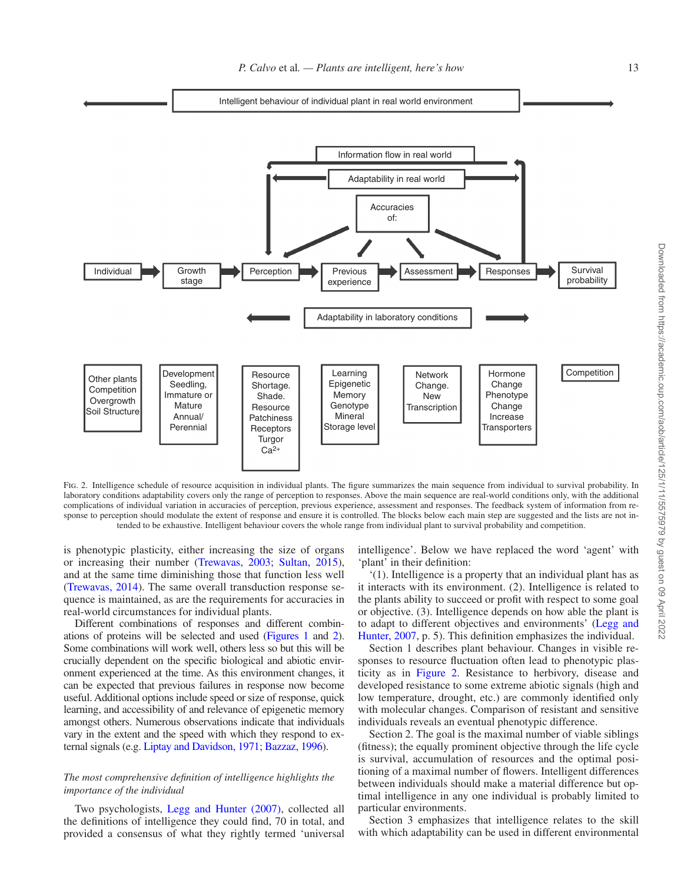Intelligent behaviour of individual plant in real world environment

Information flow in real world

Adaptability in real world

Accuracies of:

Individual → Growth stage → Perception → Previous experience → Assessment → Responses → Survival probability

Adaptability in laboratory conditions

| Individual | Growth stage | Perception | Previous experience | Assessment | Responses | Survival probability |
|---|---|---|---|---|---|---|
| Other plants Competition Overgrowth Soil Structure | Development Seedling, Immature or Mature Annual/ Perennial | Resource Shortage. Shade. Resource Patchiness Receptors Turgor $Ca^{2+}$ | Learning Epigenetic Memory Genotype Mineral Storage level | Network Change. New Transcription | Hormone Change Phenotype Change Increase Transporters | Competition |

Fig. 2. Intelligence schedule of resource acquisition in individual plants. The figure summarizes the main sequence from individual to survival probability. In laboratory conditions adaptability covers only the range of perception to responses. Above the main sequence are real-world conditions only, with the additional complications of individual variation in accuracies of perception, previous experience, assessment and responses. The feedback system of information from response to perception should modulate the extent of response and ensure it is controlled. The blocks below each main step are suggested and the lists are not intended to be exhaustive. Intelligent behaviour covers the whole range from individual plant to survival probability and competition.

is phenotypic plasticity, either increasing the size of organs or increasing their number (Trewavas, 2003; Sultan, 2015), and at the same time diminishing those that function less well (Trewavas, 2014). The same overall transduction response sequence is maintained, as are the requirements for accuracies in real-world circumstances for individual plants.

Different combinations of responses and different combinations of proteins will be selected and used (Figures 1 and 2). Some combinations will work well, others less so but this will be crucially dependent on the specific biological and abiotic environment experienced at the time. As this environment changes, it can be expected that previous failures in response now become useful. Additional options include speed or size of response, quick learning, and accessibility of and relevance of epigenetic memory amongst others. Numerous observations indicate that individuals vary in the extent and the speed with which they respond to external signals (e.g. Liptay and Davidson, 1971; Bazzaz, 1996).

### *The most comprehensive definition of intelligence highlights the importance of the individual*

Two psychologists, Legg and Hunter (2007), collected all the definitions of intelligence they could find, 70 in total, and provided a consensus of what they rightly termed 'universal intelligence'. Below we have replaced the word 'agent' with 'plant' in their definition:

'(1). Intelligence is a property that an individual plant has as it interacts with its environment. (2). Intelligence is related to the plants ability to succeed or profit with respect to some goal or objective. (3). Intelligence depends on how able the plant is to adapt to different objectives and environments' (Legg and Hunter, 2007, p. 5). This definition emphasizes the individual.

Section 1 describes plant behaviour. Changes in visible responses to resource fluctuation often lead to phenotypic plasticity as in Figure 2. Resistance to herbivory, disease and developed resistance to some extreme abiotic signals (high and low temperature, drought, etc.) are commonly identified only with molecular changes. Comparison of resistant and sensitive individuals reveals an eventual phenotypic difference.

Section 2. The goal is the maximal number of viable siblings (fitness); the equally prominent objective through the life cycle is survival, accumulation of resources and the optimal positioning of a maximal number of flowers. Intelligent differences between individuals should make a material difference but optimal intelligence in any one individual is probably limited to particular environments.

Section 3 emphasizes that intelligence relates to the skill with which adaptability can be used in different environmental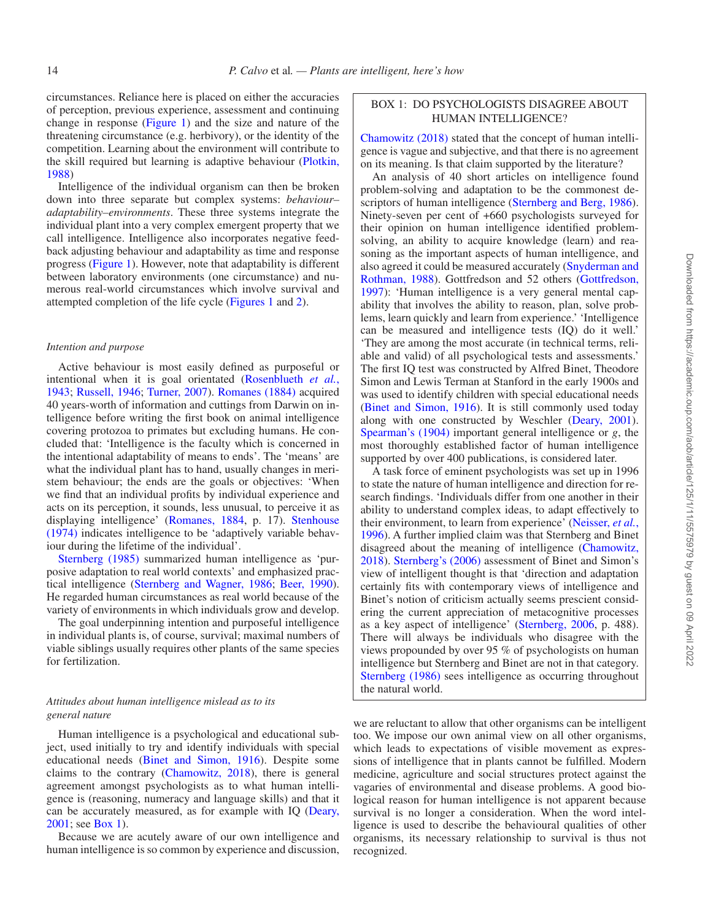circumstances. Reliance here is placed on either the accuracies of perception, previous experience, assessment and continuing change in response (Figure 1) and the size and nature of the threatening circumstance (e.g. herbivory), or the identity of the competition. Learning about the environment will contribute to the skill required but learning is adaptive behaviour (Plotkin, 1988)

Intelligence of the individual organism can then be broken down into three separate but complex systems: *behaviour–adaptability–environments*. These three systems integrate the individual plant into a very complex emergent property that we call intelligence. Intelligence also incorporates negative feedback adjusting behaviour and adaptability as time and response progress (Figure 1). However, note that adaptability is different between laboratory environments (one circumstance) and numerous real-world circumstances which involve survival and attempted completion of the life cycle (Figures 1 and 2).

### *Intention and purpose*

Active behaviour is most easily defined as purposeful or intentional when it is goal orientated (Rosenblueth *et al.*, 1943; Russell, 1946; Turner, 2007). Romanes (1884) acquired 40 years-worth of information and cuttings from Darwin on intelligence before writing the first book on animal intelligence covering protozoa to primates but excluding humans. He concluded that: 'Intelligence is the faculty which is concerned in the intentional adaptability of means to ends'. The 'means' are what the individual plant has to hand, usually changes in meristem behaviour; the ends are the goals or objectives: 'When we find that an individual profits by individual experience and acts on its perception, it sounds, less unusual, to perceive it as displaying intelligence' (Romanes, 1884, p. 17). Stenhouse (1974) indicates intelligence to be 'adaptively variable behaviour during the lifetime of the individual'.

Sternberg (1985) summarized human intelligence as 'purposive adaptation to real world contexts' and emphasized practical intelligence (Sternberg and Wagner, 1986; Beer, 1990). He regarded human circumstances as real world because of the variety of environments in which individuals grow and develop.

The goal underpinning intention and purposeful intelligence in individual plants is, of course, survival; maximal numbers of viable siblings usually requires other plants of the same species for fertilization.

### *Attitudes about human intelligence mislead as to its general nature*

Human intelligence is a psychological and educational subject, used initially to try and identify individuals with special educational needs (Binet and Simon, 1916). Despite some claims to the contrary (Chamowitz, 2018), there is general agreement amongst psychologists as to what human intelligence is (reasoning, numeracy and language skills) and that it can be accurately measured, as for example with IQ (Deary, 2001; see Box 1).

Because we are acutely aware of our own intelligence and human intelligence is so common by experience and discussion, we are reluctant to allow that other organisms can be intelligent too. We impose our own animal view on all other organisms, which leads to expectations of visible movement as expressions of intelligence that in plants cannot be fulfilled. Modern medicine, agriculture and social structures protect against the vagaries of environmental and disease problems. A good biological reason for human intelligence is not apparent because survival is no longer a consideration. When the word intelligence is used to describe the behavioural qualities of other organisms, its necessary relationship to survival is thus not recognized.

> **BOX 1: DO PSYCHOLOGISTS DISAGREE ABOUT HUMAN INTELLIGENCE?**
>
> Chamowitz (2018) stated that the concept of human intelligence is vague and subjective, and that there is no agreement on its meaning. Is that claim supported by the literature?
>
> An analysis of 40 short articles on intelligence found problem-solving and adaptation to be the commonest descriptors of human intelligence (Sternberg and Berg, 1986). Ninety-seven per cent of +660 psychologists surveyed for their opinion on human intelligence identified problem-solving, an ability to acquire knowledge (learn) and reasoning as the important aspects of human intelligence, and also agreed it could be measured accurately (Snyderman and Rothman, 1988). Gottfredson and 52 others (Gottfredson, 1997): 'Human intelligence is a very general mental capability that involves the ability to reason, plan, solve problems, learn quickly and learn from experience.' 'Intelligence can be measured and intelligence tests (IQ) do it well.' 'They are among the most accurate (in technical terms, reliable and valid) of all psychological tests and assessments.' The first IQ test was constructed by Alfred Binet, Theodore Simon and Lewis Terman at Stanford in the early 1900s and was used to identify children with special educational needs (Binet and Simon, 1916). It is still commonly used today along with one constructed by Weschler (Deary, 2001). Spearman's (1904) important general intelligence or *g*, the most thoroughly established factor of human intelligence supported by over 400 publications, is considered later.
>
> A task force of eminent psychologists was set up in 1996 to state the nature of human intelligence and direction for research findings. 'Individuals differ from one another in their ability to understand complex ideas, to adapt effectively to their environment, to learn from experience' (Neisser, *et al.*, 1996). A further implied claim was that Sternberg and Binet disagreed about the meaning of intelligence (Chamowitz, 2018). Sternberg's (2006) assessment of Binet and Simon's view of intelligent thought is that 'direction and adaptation certainly fits with contemporary views of intelligence and Binet's notion of criticism actually seems prescient considering the current appreciation of metacognitive processes as a key aspect of intelligence' (Sternberg, 2006, p. 488). There will always be individuals who disagree with the views propounded by over 95 % of psychologists on human intelligence but Sternberg and Binet are not in that category. Sternberg (1986) sees intelligence as occurring throughout the natural world.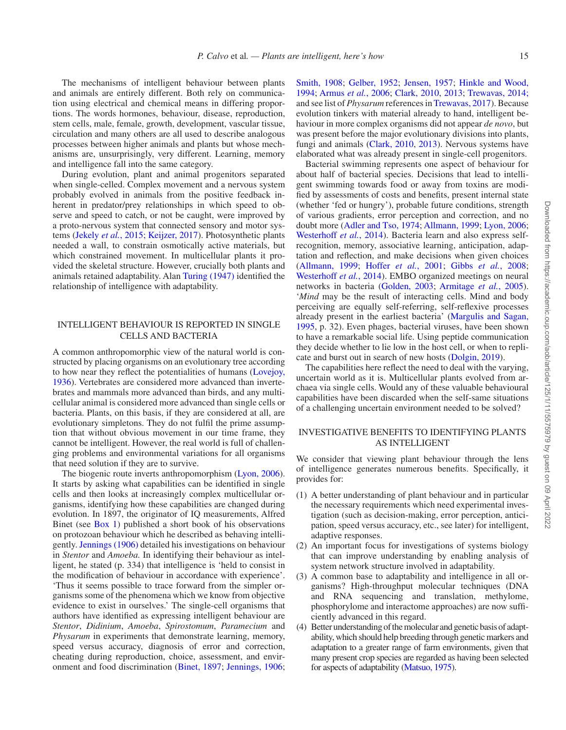The mechanisms of intelligent behaviour between plants and animals are entirely different. Both rely on communication using electrical and chemical means in differing proportions. The words hormones, behaviour, disease, reproduction, stem cells, male, female, growth, development, vascular tissue, circulation and many others are all used to describe analogous processes between higher animals and plants but whose mechanisms are, unsurprisingly, very different. Learning, memory and intelligence fall into the same category.

During evolution, plant and animal progenitors separated when single-celled. Complex movement and a nervous system probably evolved in animals from the positive feedback inherent in predator/prey relationships in which speed to observe and speed to catch, or not be caught, were improved by a proto-nervous system that connected sensory and motor systems (Jekely *et al.*, 2015; Keijzer, 2017). Photosynthetic plants needed a wall, to constrain osmotically active materials, but which constrained movement. In multicellular plants it provided the skeletal structure. However, crucially both plants and animals retained adaptability. Alan Turing (1947) identified the relationship of intelligence with adaptability.

## INTELLIGENT BEHAVIOUR IS REPORTED IN SINGLE CELLS AND BACTERIA

A common anthropomorphic view of the natural world is constructed by placing organisms on an evolutionary tree according to how near they reflect the potentialities of humans (Lovejoy, 1936). Vertebrates are considered more advanced than invertebrates and mammals more advanced than birds, and any multicellular animal is considered more advanced than single cells or bacteria. Plants, on this basis, if they are considered at all, are evolutionary simpletons. They do not fulfil the prime assumption that without obvious movement in our time frame, they cannot be intelligent. However, the real world is full of challenging problems and environmental variations for all organisms that need solution if they are to survive.

The biogenic route inverts anthropomorphism (Lyon, 2006). It starts by asking what capabilities can be identified in single cells and then looks at increasingly complex multicellular organisms, identifying how these capabilities are changed during evolution. In 1897, the originator of IQ measurements, Alfred Binet (see Box 1) published a short book of his observations on protozoan behaviour which he described as behaving intelligently. Jennings (1906) detailed his investigations on behaviour in *Stentor* and *Amoeba.* In identifying their behaviour as intelligent, he stated (p. 334) that intelligence is 'held to consist in the modification of behaviour in accordance with experience'. 'Thus it seems possible to trace forward from the simpler organisms some of the phenomena which we know from objective evidence to exist in ourselves.' The single-cell organisms that authors have identified as expressing intelligent behaviour are *Stentor*, *Didinium*, *Amoeba*, *Spirostomum*, *Paramecium* and *Physarum* in experiments that demonstrate learning, memory, speed versus accuracy, diagnosis of error and correction, cheating during reproduction, choice, assessment, and environment and food discrimination (Binet, 1897; Jennings, 1906; Smith, 1908; Gelber, 1952; Jensen, 1957; Hinkle and Wood, 1994; Armus *et al.*, 2006; Clark, 2010, 2013; Trewavas, 2014; and see list of *Physarum* references in Trewavas, 2017). Because evolution tinkers with material already to hand, intelligent behaviour in more complex organisms did not appear *de novo*, but was present before the major evolutionary divisions into plants, fungi and animals (Clark, 2010, 2013). Nervous systems have elaborated what was already present in single-cell progenitors.

Bacterial swimming represents one aspect of behaviour for about half of bacterial species. Decisions that lead to intelligent swimming towards food or away from toxins are modified by assessments of costs and benefits, present internal state (whether 'fed or hungry'), probable future conditions, strength of various gradients, error perception and correction, and no doubt more (Adler and Tso, 1974; Allmann, 1999; Lyon, 2006; Westerhoff *et al.*, 2014). Bacteria learn and also express self-recognition, memory, associative learning, anticipation, adaptation and reflection, and make decisions when given choices (Allmann, 1999; Hoffer *et al.*, 2001; Gibbs *et al.*, 2008; Westerhoff *et al.*, 2014). EMBO organized meetings on neural networks in bacteria (Golden, 2003; Armitage *et al.*, 2005). '*Mind* may be the result of interacting cells. Mind and body perceiving are equally self-referring, self-reflexive processes already present in the earliest bacteria' (Margulis and Sagan, 1995, p. 32). Even phages, bacterial viruses, have been shown to have a remarkable social life. Using peptide communication they decide whether to lie low in the host cell, or when to replicate and burst out in search of new hosts (Dolgin, 2019).

The capabilities here reflect the need to deal with the varying, uncertain world as it is. Multicellular plants evolved from archaea via single cells. Would any of these valuable behavioural capabilities have been discarded when the self-same situations of a challenging uncertain environment needed to be solved?

## INVESTIGATIVE BENEFITS TO IDENTIFYING PLANTS AS INTELLIGENT

We consider that viewing plant behaviour through the lens of intelligence generates numerous benefits. Specifically, it provides for:

1. A better understanding of plant behaviour and in particular the necessary requirements which need experimental investigation (such as decision-making, error perception, anticipation, speed versus accuracy, etc., see later) for intelligent, adaptive responses.
2. An important focus for investigations of systems biology that can improve understanding by enabling analysis of system network structure involved in adaptability.
3. A common base to adaptability and intelligence in all organisms? High-throughput molecular techniques (DNA and RNA sequencing and translation, methylome, phosphorylome and interactome approaches) are now sufficiently advanced in this regard.
4. Better understanding of the molecular and genetic basis of adaptability, which should help breeding through genetic markers and adaptation to a greater range of farm environments, given that many present crop species are regarded as having been selected for aspects of adaptability (Matsuo, 1975).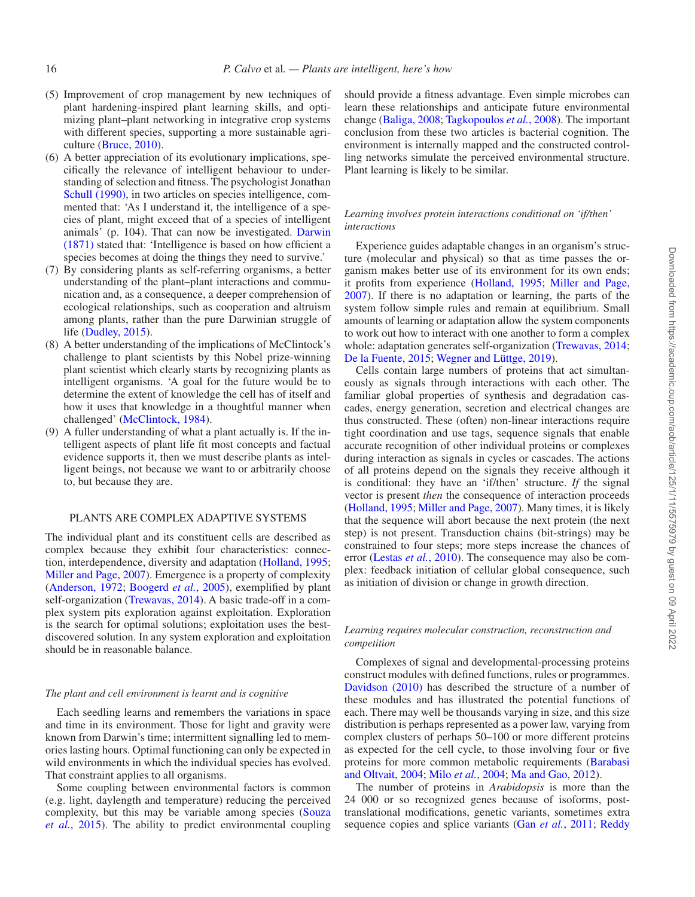(5) Improvement of crop management by new techniques of plant hardening-inspired plant learning skills, and optimizing plant–plant networking in integrative crop systems with different species, supporting a more sustainable agriculture (Bruce, 2010).
(6) A better appreciation of its evolutionary implications, specifically the relevance of intelligent behaviour to understanding of selection and fitness. The psychologist Jonathan Schull (1990), in two articles on species intelligence, commented that: 'As I understand it, the intelligence of a species of plant, might exceed that of a species of intelligent animals' (p. 104). That can now be investigated. Darwin (1871) stated that: 'Intelligence is based on how efficient a species becomes at doing the things they need to survive.'
(7) By considering plants as self-referring organisms, a better understanding of the plant–plant interactions and communication and, as a consequence, a deeper comprehension of ecological relationships, such as cooperation and altruism among plants, rather than the pure Darwinian struggle of life (Dudley, 2015).
(8) A better understanding of the implications of McClintock's challenge to plant scientists by this Nobel prize-winning plant scientist which clearly starts by recognizing plants as intelligent organisms. 'A goal for the future would be to determine the extent of knowledge the cell has of itself and how it uses that knowledge in a thoughtful manner when challenged' (McClintock, 1984).
(9) A fuller understanding of what a plant actually is. If the intelligent aspects of plant life fit most concepts and factual evidence supports it, then we must describe plants as intelligent beings, not because we want to or arbitrarily choose to, but because they are.

## PLANTS ARE COMPLEX ADAPTIVE SYSTEMS

The individual plant and its constituent cells are described as complex because they exhibit four characteristics: connection, interdependence, diversity and adaptation (Holland, 1995; Miller and Page, 2007). Emergence is a property of complexity (Anderson, 1972; Boogerd *et al.*, 2005), exemplified by plant self-organization (Trewavas, 2014). A basic trade-off in a complex system pits exploration against exploitation. Exploration is the search for optimal solutions; exploitation uses the best-discovered solution. In any system exploration and exploitation should be in reasonable balance.

### *The plant and cell environment is learnt and is cognitive*

Each seedling learns and remembers the variations in space and time in its environment. Those for light and gravity were known from Darwin's time; intermittent signalling led to memories lasting hours. Optimal functioning can only be expected in wild environments in which the individual species has evolved. That constraint applies to all organisms.

Some coupling between environmental factors is common (e.g. light, daylength and temperature) reducing the perceived complexity, but this may be variable among species (Souza *et al.*, 2015). The ability to predict environmental coupling should provide a fitness advantage. Even simple microbes can learn these relationships and anticipate future environmental change (Baliga, 2008; Tagkopoulos *et al.*, 2008). The important conclusion from these two articles is bacterial cognition. The environment is internally mapped and the constructed controlling networks simulate the perceived environmental structure. Plant learning is likely to be similar.

### *Learning involves protein interactions conditional on 'if/then' interactions*

Experience guides adaptable changes in an organism's structure (molecular and physical) so that as time passes the organism makes better use of its environment for its own ends; it profits from experience (Holland, 1995; Miller and Page, 2007). If there is no adaptation or learning, the parts of the system follow simple rules and remain at equilibrium. Small amounts of learning or adaptation allow the system components to work out how to interact with one another to form a complex whole: adaptation generates self-organization (Trewavas, 2014; De la Fuente, 2015; Wegner and Lüttge, 2019).

Cells contain large numbers of proteins that act simultaneously as signals through interactions with each other. The familiar global properties of synthesis and degradation cascades, energy generation, secretion and electrical changes are thus constructed. These (often) non-linear interactions require tight coordination and use tags, sequence signals that enable accurate recognition of other individual proteins or complexes during interaction as signals in cycles or cascades. The actions of all proteins depend on the signals they receive although it is conditional: they have an 'if/then' structure. *If* the signal vector is present *then* the consequence of interaction proceeds (Holland, 1995; Miller and Page, 2007). Many times, it is likely that the sequence will abort because the next protein (the next step) is not present. Transduction chains (bit-strings) may be constrained to four steps; more steps increase the chances of error (Lestas *et al.*, 2010). The consequence may also be complex: feedback initiation of cellular global consequence, such as initiation of division or change in growth direction.

### *Learning requires molecular construction, reconstruction and competition*

Complexes of signal and developmental-processing proteins construct modules with defined functions, rules or programmes. Davidson (2010) has described the structure of a number of these modules and has illustrated the potential functions of each. There may well be thousands varying in size, and this size distribution is perhaps represented as a power law, varying from complex clusters of perhaps 50–100 or more different proteins as expected for the cell cycle, to those involving four or five proteins for more common metabolic requirements (Barabasi and Oltvait, 2004; Milo *et al.*, 2004; Ma and Gao, 2012).

The number of proteins in *Arabidopsis* is more than the 24 000 or so recognized genes because of isoforms, post-translational modifications, genetic variants, sometimes extra sequence copies and splice variants (Gan *et al.*, 2011; Reddy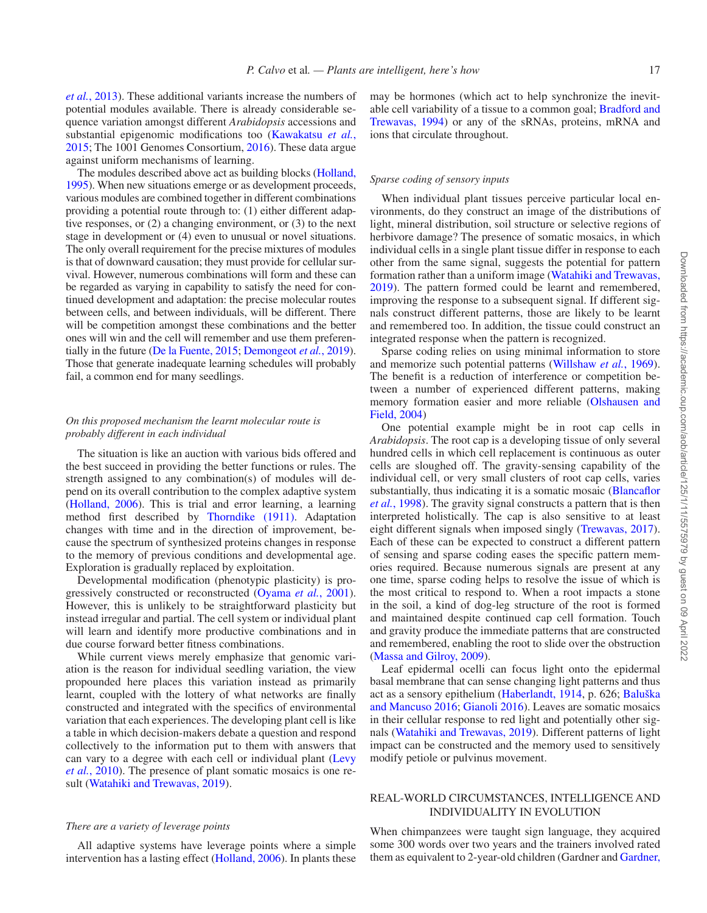*et al.*, 2013). These additional variants increase the numbers of potential modules available. There is already considerable sequence variation amongst different *Arabidopsis* accessions and substantial epigenomic modifications too (Kawakatsu *et al.*, 2015; The 1001 Genomes Consortium, 2016). These data argue against uniform mechanisms of learning.

The modules described above act as building blocks (Holland, 1995). When new situations emerge or as development proceeds, various modules are combined together in different combinations providing a potential route through to: (1) either different adaptive responses, or (2) a changing environment, or (3) to the next stage in development or (4) even to unusual or novel situations. The only overall requirement for the precise mixtures of modules is that of downward causation; they must provide for cellular survival. However, numerous combinations will form and these can be regarded as varying in capability to satisfy the need for continued development and adaptation: the precise molecular routes between cells, and between individuals, will be different. There will be competition amongst these combinations and the better ones will win and the cell will remember and use them preferentially in the future (De la Fuente, 2015; Demongeot *et al.*, 2019). Those that generate inadequate learning schedules will probably fail, a common end for many seedlings.

*On this proposed mechanism the learnt molecular route is probably different in each individual*

The situation is like an auction with various bids offered and the best succeed in providing the better functions or rules. The strength assigned to any combination(s) of modules will depend on its overall contribution to the complex adaptive system (Holland, 2006). This is trial and error learning, a learning method first described by Thorndike (1911). Adaptation changes with time and in the direction of improvement, because the spectrum of synthesized proteins changes in response to the memory of previous conditions and developmental age. Exploration is gradually replaced by exploitation.

Developmental modification (phenotypic plasticity) is progressively constructed or reconstructed (Oyama *et al.*, 2001). However, this is unlikely to be straightforward plasticity but instead irregular and partial. The cell system or individual plant will learn and identify more productive combinations and in due course forward better fitness combinations.

While current views merely emphasize that genomic variation is the reason for individual seedling variation, the view propounded here places this variation instead as primarily learnt, coupled with the lottery of what networks are finally constructed and integrated with the specifics of environmental variation that each experiences. The developing plant cell is like a table in which decision-makers debate a question and respond collectively to the information put to them with answers that can vary to a degree with each cell or individual plant (Levy *et al.*, 2010). The presence of plant somatic mosaics is one result (Watahiki and Trewavas, 2019).

*There are a variety of leverage points*

All adaptive systems have leverage points where a simple intervention has a lasting effect (Holland, 2006). In plants these may be hormones (which act to help synchronize the inevitable cell variability of a tissue to a common goal; Bradford and Trewavas, 1994) or any of the sRNAs, proteins, mRNA and ions that circulate throughout.

*Sparse coding of sensory inputs*

When individual plant tissues perceive particular local environments, do they construct an image of the distributions of light, mineral distribution, soil structure or selective regions of herbivore damage? The presence of somatic mosaics, in which individual cells in a single plant tissue differ in response to each other from the same signal, suggests the potential for pattern formation rather than a uniform image (Watahiki and Trewavas, 2019). The pattern formed could be learnt and remembered, improving the response to a subsequent signal. If different signals construct different patterns, those are likely to be learnt and remembered too. In addition, the tissue could construct an integrated response when the pattern is recognized.

Sparse coding relies on using minimal information to store and memorize such potential patterns (Willshaw *et al.*, 1969). The benefit is a reduction of interference or competition between a number of experienced different patterns, making memory formation easier and more reliable (Olshausen and Field, 2004)

One potential example might be in root cap cells in *Arabidopsis*. The root cap is a developing tissue of only several hundred cells in which cell replacement is continuous as outer cells are sloughed off. The gravity-sensing capability of the individual cell, or very small clusters of root cap cells, varies substantially, thus indicating it is a somatic mosaic (Blancaflor *et al.*, 1998). The gravity signal constructs a pattern that is then interpreted holistically. The cap is also sensitive to at least eight different signals when imposed singly (Trewavas, 2017). Each of these can be expected to construct a different pattern of sensing and sparse coding eases the specific pattern memories required. Because numerous signals are present at any one time, sparse coding helps to resolve the issue of which is the most critical to respond to. When a root impacts a stone in the soil, a kind of dog-leg structure of the root is formed and maintained despite continued cap cell formation. Touch and gravity produce the immediate patterns that are constructed and remembered, enabling the root to slide over the obstruction (Massa and Gilroy, 2009).

Leaf epidermal ocelli can focus light onto the epidermal basal membrane that can sense changing light patterns and thus act as a sensory epithelium (Haberlandt, 1914, p. 626; Baluška and Mancuso 2016; Gianoli 2016). Leaves are somatic mosaics in their cellular response to red light and potentially other signals (Watahiki and Trewavas, 2019). Different patterns of light impact can be constructed and the memory used to sensitively modify petiole or pulvinus movement.

## REAL-WORLD CIRCUMSTANCES, INTELLIGENCE AND INDIVIDUALITY IN EVOLUTION

When chimpanzees were taught sign language, they acquired some 300 words over two years and the trainers involved rated them as equivalent to 2-year-old children (Gardner and Gardner,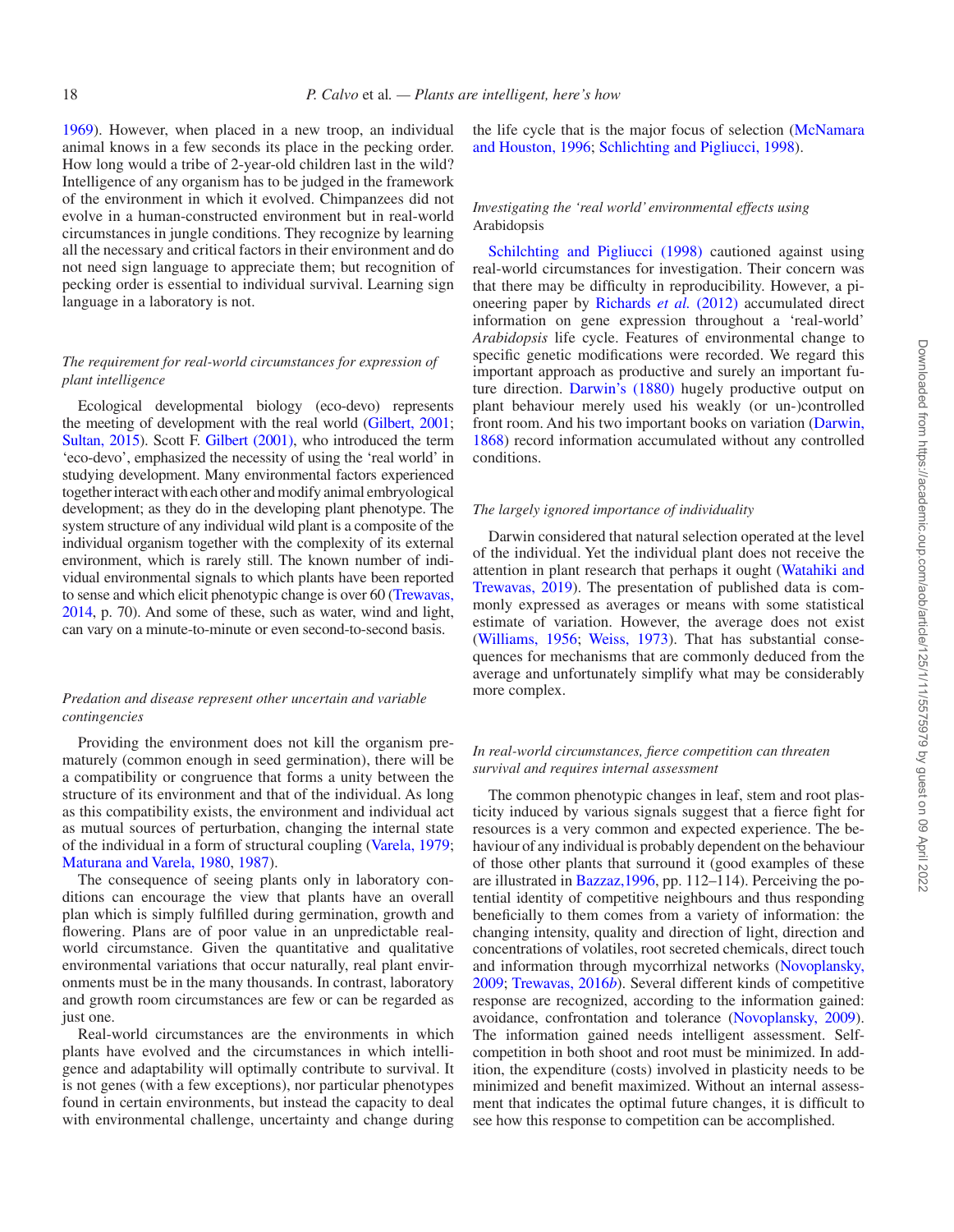1969). However, when placed in a new troop, an individual animal knows in a few seconds its place in the pecking order. How long would a tribe of 2-year-old children last in the wild? Intelligence of any organism has to be judged in the framework of the environment in which it evolved. Chimpanzees did not evolve in a human-constructed environment but in real-world circumstances in jungle conditions. They recognize by learning all the necessary and critical factors in their environment and do not need sign language to appreciate them; but recognition of pecking order is essential to individual survival. Learning sign language in a laboratory is not.

### *The requirement for real-world circumstances for expression of plant intelligence*

Ecological developmental biology (eco-devo) represents the meeting of development with the real world (Gilbert, 2001; Sultan, 2015). Scott F. Gilbert (2001), who introduced the term 'eco-devo', emphasized the necessity of using the 'real world' in studying development. Many environmental factors experienced together interact with each other and modify animal embryological development; as they do in the developing plant phenotype. The system structure of any individual wild plant is a composite of the individual organism together with the complexity of its external environment, which is rarely still. The known number of individual environmental signals to which plants have been reported to sense and which elicit phenotypic change is over 60 (Trewavas, 2014, p. 70). And some of these, such as water, wind and light, can vary on a minute-to-minute or even second-to-second basis.

### *Predation and disease represent other uncertain and variable contingencies*

Providing the environment does not kill the organism prematurely (common enough in seed germination), there will be a compatibility or congruence that forms a unity between the structure of its environment and that of the individual. As long as this compatibility exists, the environment and individual act as mutual sources of perturbation, changing the internal state of the individual in a form of structural coupling (Varela, 1979; Maturana and Varela, 1980, 1987).

The consequence of seeing plants only in laboratory conditions can encourage the view that plants have an overall plan which is simply fulfilled during germination, growth and flowering. Plans are of poor value in an unpredictable real-world circumstance. Given the quantitative and qualitative environmental variations that occur naturally, real plant environments must be in the many thousands. In contrast, laboratory and growth room circumstances are few or can be regarded as just one.

Real-world circumstances are the environments in which plants have evolved and the circumstances in which intelligence and adaptability will optimally contribute to survival. It is not genes (with a few exceptions), nor particular phenotypes found in certain environments, but instead the capacity to deal with environmental challenge, uncertainty and change during the life cycle that is the major focus of selection (McNamara and Houston, 1996; Schlichting and Pigliucci, 1998).

### *Investigating the 'real world' environmental effects using* Arabidopsis

Schilchting and Pigliucci (1998) cautioned against using real-world circumstances for investigation. Their concern was that there may be difficulty in reproducibility. However, a pioneering paper by Richards *et al.* (2012) accumulated direct information on gene expression throughout a 'real-world' *Arabidopsis* life cycle. Features of environmental change to specific genetic modifications were recorded. We regard this important approach as productive and surely an important future direction. Darwin's (1880) hugely productive output on plant behaviour merely used his weakly (or un-)controlled front room. And his two important books on variation (Darwin, 1868) record information accumulated without any controlled conditions.

### *The largely ignored importance of individuality*

Darwin considered that natural selection operated at the level of the individual. Yet the individual plant does not receive the attention in plant research that perhaps it ought (Watahiki and Trewavas, 2019). The presentation of published data is commonly expressed as averages or means with some statistical estimate of variation. However, the average does not exist (Williams, 1956; Weiss, 1973). That has substantial consequences for mechanisms that are commonly deduced from the average and unfortunately simplify what may be considerably more complex.

### *In real-world circumstances, fierce competition can threaten survival and requires internal assessment*

The common phenotypic changes in leaf, stem and root plasticity induced by various signals suggest that a fierce fight for resources is a very common and expected experience. The behaviour of any individual is probably dependent on the behaviour of those other plants that surround it (good examples of these are illustrated in Bazzaz,1996, pp. 112–114). Perceiving the potential identity of competitive neighbours and thus responding beneficially to them comes from a variety of information: the changing intensity, quality and direction of light, direction and concentrations of volatiles, root secreted chemicals, direct touch and information through mycorrhizal networks (Novoplansky, 2009; Trewavas, 2016*b*). Several different kinds of competitive response are recognized, according to the information gained: avoidance, confrontation and tolerance (Novoplansky, 2009). The information gained needs intelligent assessment. Self-competition in both shoot and root must be minimized. In addition, the expenditure (costs) involved in plasticity needs to be minimized and benefit maximized. Without an internal assessment that indicates the optimal future changes, it is difficult to see how this response to competition can be accomplished.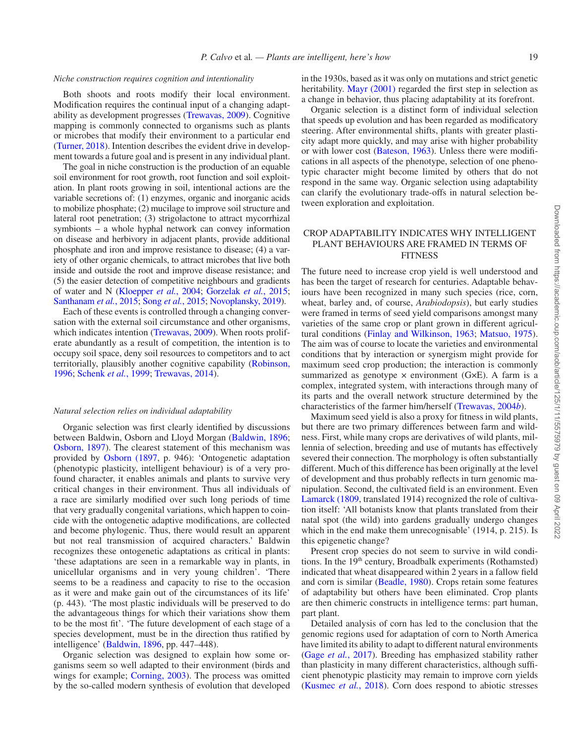### *Niche construction requires cognition and intentionality*

Both shoots and roots modify their local environment. Modification requires the continual input of a changing adaptability as development progresses (Trewavas, 2009). Cognitive mapping is commonly connected to organisms such as plants or microbes that modify their environment to a particular end (Turner, 2018). Intention describes the evident drive in development towards a future goal and is present in any individual plant.

The goal in niche construction is the production of an equable soil environment for root growth, root function and soil exploitation. In plant roots growing in soil, intentional actions are the variable secretions of: (1) enzymes, organic and inorganic acids to mobilize phosphate; (2) mucilage to improve soil structure and lateral root penetration; (3) strigolactone to attract mycorrhizal symbionts – a whole hyphal network can convey information on disease and herbivory in adjacent plants, provide additional phosphate and iron and improve resistance to disease; (4) a variety of other organic chemicals, to attract microbes that live both inside and outside the root and improve disease resistance; and (5) the easier detection of competitive neighbours and gradients of water and N (Kloepper *et al.*, 2004; Gorzelak *et al.*, 2015; Santhanam *et al.*, 2015; Song *et al.*, 2015; Novoplansky, 2019).

Each of these events is controlled through a changing conversation with the external soil circumstance and other organisms, which indicates intention (Trewavas, 2009). When roots proliferate abundantly as a result of competition, the intention is to occupy soil space, deny soil resources to competitors and to act territorially, plausibly another cognitive capability (Robinson, 1996; Schenk *et al.*, 1999; Trewavas, 2014).

### *Natural selection relies on individual adaptability*

Organic selection was first clearly identified by discussions between Baldwin, Osborn and Lloyd Morgan (Baldwin, 1896; Osborn, 1897). The clearest statement of this mechanism was provided by Osborn (1897, p. 946): 'Ontogenetic adaptation (phenotypic plasticity, intelligent behaviour) is of a very profound character, it enables animals and plants to survive very critical changes in their environment. Thus all individuals of a race are similarly modified over such long periods of time that very gradually congenital variations, which happen to coincide with the ontogenetic adaptive modifications, are collected and become phylogenic. Thus, there would result an apparent but not real transmission of acquired characters.' Baldwin recognizes these ontogenetic adaptations as critical in plants: 'these adaptations are seen in a remarkable way in plants, in unicellular organisms and in very young children'. 'There seems to be a readiness and capacity to rise to the occasion as it were and make gain out of the circumstances of its life' (p. 443). 'The most plastic individuals will be preserved to do the advantageous things for which their variations show them to be the most fit'. 'The future development of each stage of a species development, must be in the direction thus ratified by intelligence' (Baldwin, 1896, pp. 447–448).

Organic selection was designed to explain how some organisms seem so well adapted to their environment (birds and wings for example; Corning, 2003). The process was omitted by the so-called modern synthesis of evolution that developed in the 1930s, based as it was only on mutations and strict genetic heritability. Mayr (2001) regarded the first step in selection as a change in behavior, thus placing adaptability at its forefront.

Organic selection is a distinct form of individual selection that speeds up evolution and has been regarded as modificatory steering. After environmental shifts, plants with greater plasticity adapt more quickly, and may arise with higher probability or with lower cost (Bateson, 1963). Unless there were modifications in all aspects of the phenotype, selection of one phenotypic character might become limited by others that do not respond in the same way. Organic selection using adaptability can clarify the evolutionary trade-offs in natural selection between exploration and exploitation.

## CROP ADAPTABILITY INDICATES WHY INTELLIGENT PLANT BEHAVIOURS ARE FRAMED IN TERMS OF FITNESS

The future need to increase crop yield is well understood and has been the target of research for centuries. Adaptable behaviours have been recognized in many such species (rice, corn, wheat, barley and, of course, *Arabidopsis*), but early studies were framed in terms of seed yield comparisons amongst many varieties of the same crop or plant grown in different agricultural conditions (Finlay and Wilkinson, 1963; Matsuo, 1975). The aim was of course to locate the varieties and environmental conditions that by interaction or synergism might provide for maximum seed crop production; the interaction is commonly summarized as genotype × environment (G×E). A farm is a complex, integrated system, with interactions through many of its parts and the overall network structure determined by the characteristics of the farmer him/herself (Trewavas, 2004*b*).

Maximum seed yield is also a proxy for fitness in wild plants, but there are two primary differences between farm and wildness. First, while many crops are derivatives of wild plants, millennia of selection, breeding and use of mutants has effectively severed their connection. The morphology is often substantially different. Much of this difference has been originally at the level of development and thus probably reflects in turn genomic manipulation. Second, the cultivated field is an environment. Even Lamarck (1809, translated 1914) recognized the role of cultivation itself: 'All botanists know that plants translated from their natal spot (the wild) into gardens gradually undergo changes which in the end make them unrecognisable' (1914, p. 215). Is this epigenetic change?

Present crop species do not seem to survive in wild conditions. In the 19th century, Broadbalk experiments (Rothamsted) indicated that wheat disappeared within 2 years in a fallow field and corn is similar (Beadle, 1980). Crops retain some features of adaptability but others have been eliminated. Crop plants are then chimeric constructs in intelligence terms: part human, part plant.

Detailed analysis of corn has led to the conclusion that the genomic regions used for adaptation of corn to North America have limited its ability to adapt to different natural environments (Gage *et al.*, 2017). Breeding has emphasized stability rather than plasticity in many different characteristics, although sufficient phenotypic plasticity may remain to improve corn yields (Kusmec *et al.*, 2018). Corn does respond to abiotic stresses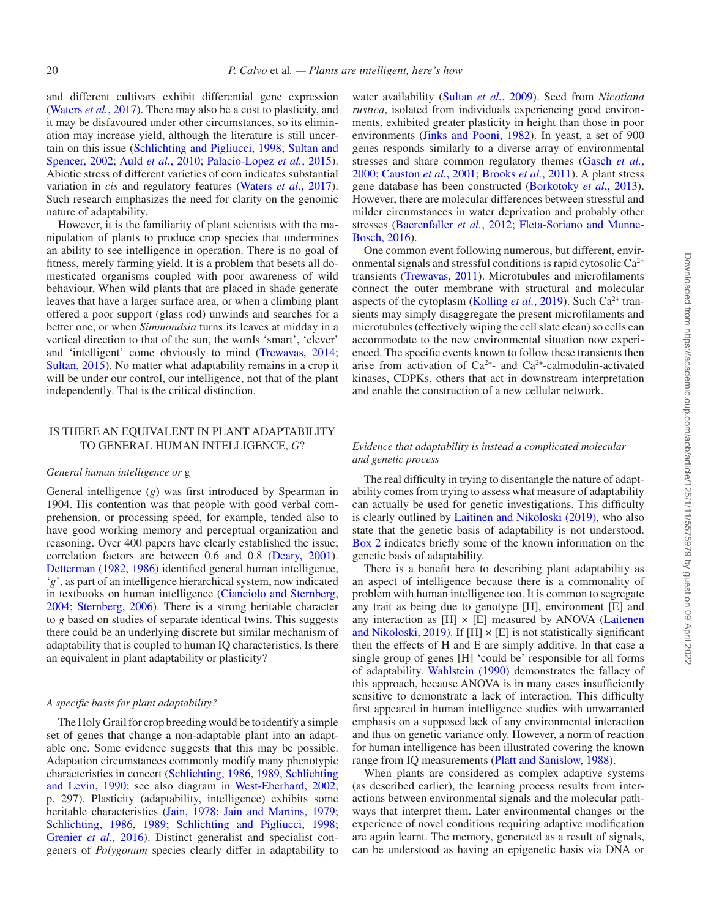and different cultivars exhibit differential gene expression (Waters *et al.*, 2017). There may also be a cost to plasticity, and it may be disfavoured under other circumstances, so its elimination may increase yield, although the literature is still uncertain on this issue (Schlichting and Pigliucci, 1998; Sultan and Spencer, 2002; Auld *et al.*, 2010; Palacio-Lopez *et al.*, 2015). Abiotic stress of different varieties of corn indicates substantial variation in *cis* and regulatory features (Waters *et al.*, 2017). Such research emphasizes the need for clarity on the genomic nature of adaptability.

However, it is the familiarity of plant scientists with the manipulation of plants to produce crop species that undermines an ability to see intelligence in operation. There is no goal of fitness, merely farming yield. It is a problem that besets all domesticated organisms coupled with poor awareness of wild behaviour. When wild plants that are placed in shade generate leaves that have a larger surface area, or when a climbing plant offered a poor support (glass rod) unwinds and searches for a better one, or when *Simmondsia* turns its leaves at midday in a vertical direction to that of the sun, the words 'smart', 'clever' and 'intelligent' come obviously to mind (Trewavas, 2014; Sultan, 2015). No matter what adaptability remains in a crop it will be under our control, our intelligence, not that of the plant independently. That is the critical distinction.

## IS THERE AN EQUIVALENT IN PLANT ADAPTABILITY TO GENERAL HUMAN INTELLIGENCE, *G*?

### *General human intelligence or* g

General intelligence (*g*) was first introduced by Spearman in 1904. His contention was that people with good verbal comprehension, or processing speed, for example, tended also to have good working memory and perceptual organization and reasoning. Over 400 papers have clearly established the issue; correlation factors are between 0.6 and 0.8 (Deary, 2001). Detterman (1982, 1986) identified general human intelligence, '*g*', as part of an intelligence hierarchical system, now indicated in textbooks on human intelligence (Cianciolo and Sternberg, 2004; Sternberg, 2006). There is a strong heritable character to *g* based on studies of separate identical twins. This suggests there could be an underlying discrete but similar mechanism of adaptability that is coupled to human IQ characteristics. Is there an equivalent in plant adaptability or plasticity?

### *A specific basis for plant adaptability?*

The Holy Grail for crop breeding would be to identify a simple set of genes that change a non-adaptable plant into an adaptable one. Some evidence suggests that this may be possible. Adaptation circumstances commonly modify many phenotypic characteristics in concert (Schlichting, 1986, 1989, Schlichting and Levin, 1990; see also diagram in West-Eberhard, 2002, p. 297). Plasticity (adaptability, intelligence) exhibits some heritable characteristics (Jain, 1978; Jain and Martins, 1979; Schlichting, 1986, 1989; Schlichting and Pigliucci, 1998; Grenier *et al.*, 2016). Distinct generalist and specialist congeners of *Polygonum* species clearly differ in adaptability to water availability (Sultan *et al.*, 2009). Seed from *Nicotiana rustica*, isolated from individuals experiencing good environments, exhibited greater plasticity in height than those in poor environments (Jinks and Pooni, 1982). In yeast, a set of 900 genes responds similarly to a diverse array of environmental stresses and share common regulatory themes (Gasch *et al.*, 2000; Causton *et al.*, 2001; Brooks *et al.*, 2011). A plant stress gene database has been constructed (Borkotoky *et al.*, 2013). However, there are molecular differences between stressful and milder circumstances in water deprivation and probably other stresses (Baerenfaller *et al.*, 2012; Fleta-Soriano and Munne-Bosch, 2016).

One common event following numerous, but different, environmental signals and stressful conditions is rapid cytosolic $Ca^{2+}$ transients (Trewavas, 2011). Microtubules and microfilaments connect the outer membrane with structural and molecular aspects of the cytoplasm (Kolling *et al.*, 2019). Such $Ca^{2+}$ transients may simply disaggregate the present microfilaments and microtubules (effectively wiping the cell slate clean) so cells can accommodate to the new environmental situation now experienced. The specific events known to follow these transients then arise from activation of $Ca^{2+}$- and $Ca^{2+}$-calmodulin-activated kinases, CDPKs, others that act in downstream interpretation and enable the construction of a new cellular network.

### *Evidence that adaptability is instead a complicated molecular and genetic process*

The real difficulty in trying to disentangle the nature of adaptability comes from trying to assess what measure of adaptability can actually be used for genetic investigations. This difficulty is clearly outlined by Laitinen and Nikoloski (2019), who also state that the genetic basis of adaptability is not understood. Box 2 indicates briefly some of the known information on the genetic basis of adaptability.

There is a benefit here to describing plant adaptability as an aspect of intelligence because there is a commonality of problem with human intelligence too. It is common to segregate any trait as being due to genotype [H], environment [E] and any interaction as [H] × [E] measured by ANOVA (Laitenen and Nikoloski, 2019). If [H] × [E] is not statistically significant then the effects of H and E are simply additive. In that case a single group of genes [H] 'could be' responsible for all forms of adaptability. Wahlstein (1990) demonstrates the fallacy of this approach, because ANOVA is in many cases insufficiently sensitive to demonstrate a lack of interaction. This difficulty first appeared in human intelligence studies with unwarranted emphasis on a supposed lack of any environmental interaction and thus on genetic variance only. However, a norm of reaction for human intelligence has been illustrated covering the known range from IQ measurements (Platt and Sanislow, 1988).

When plants are considered as complex adaptive systems (as described earlier), the learning process results from interactions between environmental signals and the molecular pathways that interpret them. Later environmental changes or the experience of novel conditions requiring adaptive modification are again learnt. The memory, generated as a result of signals, can be understood as having an epigenetic basis via DNA or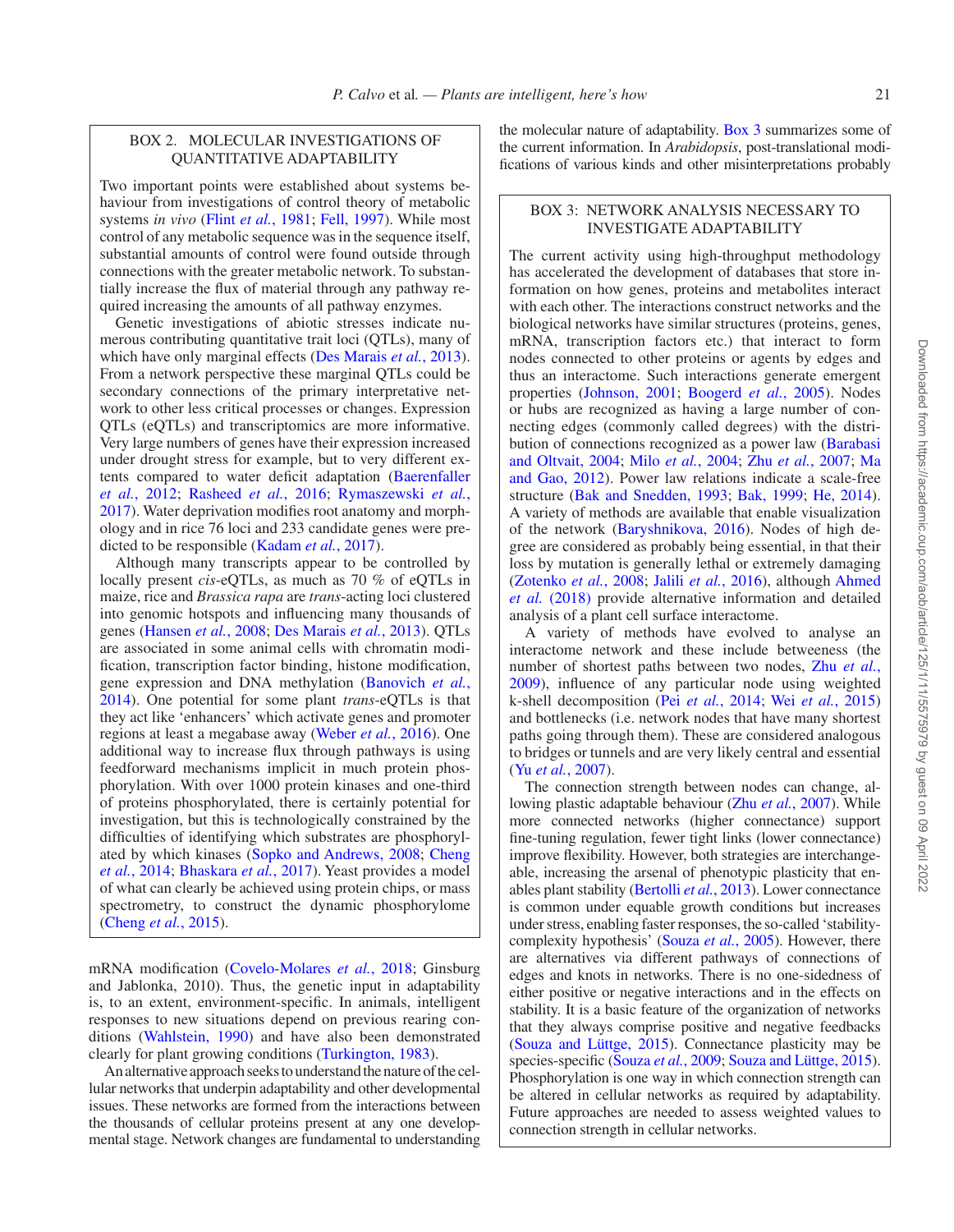## BOX 2. MOLECULAR INVESTIGATIONS OF QUANTITATIVE ADAPTABILITY

Two important points were established about systems behaviour from investigations of control theory of metabolic systems *in vivo* (Flint *et al.*, 1981; Fell, 1997). While most control of any metabolic sequence was in the sequence itself, substantial amounts of control were found outside through connections with the greater metabolic network. To substantially increase the flux of material through any pathway required increasing the amounts of all pathway enzymes.

Genetic investigations of abiotic stresses indicate numerous contributing quantitative trait loci (QTLs), many of which have only marginal effects (Des Marais *et al.*, 2013). From a network perspective these marginal QTLs could be secondary connections of the primary interpretative network to other less critical processes or changes. Expression QTLs (eQTLs) and transcriptomics are more informative. Very large numbers of genes have their expression increased under drought stress for example, but to very different extents compared to water deficit adaptation (Baerenfaller *et al.*, 2012; Rasheed *et al.*, 2016; Rymaszewski *et al.*, 2017). Water deprivation modifies root anatomy and morphology and in rice 76 loci and 233 candidate genes were predicted to be responsible (Kadam *et al.*, 2017).

Although many transcripts appear to be controlled by locally present *cis*-eQTLs, as much as 70 % of eQTLs in maize, rice and *Brassica rapa* are *trans*-acting loci clustered into genomic hotspots and influencing many thousands of genes (Hansen *et al.*, 2008; Des Marais *et al.*, 2013). QTLs are associated in some animal cells with chromatin modification, transcription factor binding, histone modification, gene expression and DNA methylation (Banovich *et al.*, 2014). One potential for some plant *trans*-eQTLs is that they act like 'enhancers' which activate genes and promoter regions at least a megabase away (Weber *et al.*, 2016). One additional way to increase flux through pathways is using feedforward mechanisms implicit in much protein phosphorylation. With over 1000 protein kinases and one-third of proteins phosphorylated, there is certainly potential for investigation, but this is technologically constrained by the difficulties of identifying which substrates are phosphorylated by which kinases (Sopko and Andrews, 2008; Cheng *et al.*, 2014; Bhaskara *et al.*, 2017). Yeast provides a model of what can clearly be achieved using protein chips, or mass spectrometry, to construct the dynamic phosphorylome (Cheng *et al.*, 2015).

mRNA modification (Covelo-Molares *et al.*, 2018; Ginsburg and Jablonka, 2010). Thus, the genetic input in adaptability is, to an extent, environment-specific. In animals, intelligent responses to new situations depend on previous rearing conditions (Wahlstein, 1990) and have also been demonstrated clearly for plant growing conditions (Turkington, 1983).

An alternative approach seeks to understand the nature of the cellular networks that underpin adaptability and other developmental issues. These networks are formed from the interactions between the thousands of cellular proteins present at any one developmental stage. Network changes are fundamental to understanding the molecular nature of adaptability. Box 3 summarizes some of the current information. In *Arabidopsis*, post-translational modifications of various kinds and other misinterpretations probably

## BOX 3: NETWORK ANALYSIS NECESSARY TO INVESTIGATE ADAPTABILITY

The current activity using high-throughput methodology has accelerated the development of databases that store information on how genes, proteins and metabolites interact with each other. The interactions construct networks and the biological networks have similar structures (proteins, genes, mRNA, transcription factors etc.) that interact to form nodes connected to other proteins or agents by edges and thus an interactome. Such interactions generate emergent properties (Johnson, 2001; Boogerd *et al.*, 2005). Nodes or hubs are recognized as having a large number of connecting edges (commonly called degrees) with the distribution of connections recognized as a power law (Barabasi and Oltvait, 2004; Milo *et al.*, 2004; Zhu *et al.*, 2007; Ma and Gao, 2012). Power law relations indicate a scale-free structure (Bak and Snedden, 1993; Bak, 1999; He, 2014). A variety of methods are available that enable visualization of the network (Baryshnikova, 2016). Nodes of high degree are considered as probably being essential, in that their loss by mutation is generally lethal or extremely damaging (Zotenko *et al.*, 2008; Jalili *et al.*, 2016), although Ahmed *et al.* (2018) provide alternative information and detailed analysis of a plant cell surface interactome.

A variety of methods have evolved to analyse an interactome network and these include betweeness (the number of shortest paths between two nodes, Zhu *et al.*, 2009), influence of any particular node using weighted k-shell decomposition (Pei *et al.*, 2014; Wei *et al.*, 2015) and bottlenecks (i.e. network nodes that have many shortest paths going through them). These are considered analogous to bridges or tunnels and are very likely central and essential (Yu *et al.*, 2007).

The connection strength between nodes can change, allowing plastic adaptable behaviour (Zhu *et al.*, 2007). While more connected networks (higher connectance) support fine-tuning regulation, fewer tight links (lower connectance) improve flexibility. However, both strategies are interchangeable, increasing the arsenal of phenotypic plasticity that enables plant stability (Bertolli *et al.*, 2013). Lower connectance is common under equable growth conditions but increases under stress, enabling faster responses, the so-called 'stability-complexity hypothesis' (Souza *et al.*, 2005). However, there are alternatives via different pathways of connections of edges and knots in networks. There is no one-sidedness of either positive or negative interactions and in the effects on stability. It is a basic feature of the organization of networks that they always comprise positive and negative feedbacks (Souza and Lüttge, 2015). Connectance plasticity may be species-specific (Souza *et al.*, 2009; Souza and Lüttge, 2015). Phosphorylation is one way in which connection strength can be altered in cellular networks as required by adaptability. Future approaches are needed to assess weighted values to connection strength in cellular networks.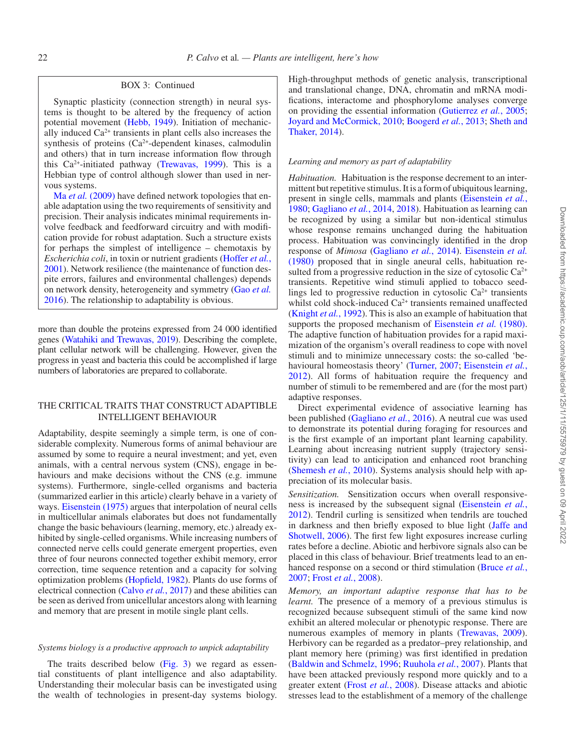BOX 3: Continued

Synaptic plasticity (connection strength) in neural systems is thought to be altered by the frequency of action potential movement (Hebb, 1949). Initiation of mechanically induced $Ca^{2+}$ transients in plant cells also increases the synthesis of proteins ($Ca^{2+}$-dependent kinases, calmodulin and others) that in turn increase information flow through this $Ca^{2+}$-initiated pathway (Trewavas, 1999). This is a Hebbian type of control although slower than used in nervous systems.

Ma *et al.* (2009) have defined network topologies that enable adaptation using the two requirements of sensitivity and precision. Their analysis indicates minimal requirements involve feedback and feedforward circuitry and with modification provide for robust adaptation. Such a structure exists for perhaps the simplest of intelligence – chemotaxis by *Escherichia coli*, in toxin or nutrient gradients (Hoffer *et al.*, 2001). Network resilience (the maintenance of function despite errors, failures and environmental challenges) depends on network density, heterogeneity and symmetry (Gao *et al.* 2016). The relationship to adaptability is obvious.

more than double the proteins expressed from 24 000 identified genes (Watahiki and Trewavas, 2019). Describing the complete, plant cellular network will be challenging. However, given the progress in yeast and bacteria this could be accomplished if large numbers of laboratories are prepared to collaborate.

## THE CRITICAL TRAITS THAT CONSTRUCT ADAPTIBLE INTELLIGENT BEHAVIOUR

Adaptability, despite seemingly a simple term, is one of considerable complexity. Numerous forms of animal behaviour are assumed by some to require a neural investment; and yet, even animals, with a central nervous system (CNS), engage in behaviours and make decisions without the CNS (e.g. immune systems). Furthermore, single-celled organisms and bacteria (summarized earlier in this article) clearly behave in a variety of ways. Eisenstein (1975) argues that interpolation of neural cells in multicellular animals elaborates but does not fundamentally change the basic behaviours (learning, memory, etc.) already exhibited by single-celled organisms. While increasing numbers of connected nerve cells could generate emergent properties, even three of four neurons connected together exhibit memory, error correction, time sequence retention and a capacity for solving optimization problems (Hopfield, 1982). Plants do use forms of electrical connection (Calvo *et al.*, 2017) and these abilities can be seen as derived from unicellular ancestors along with learning and memory that are present in motile single plant cells.

### *Systems biology is a productive approach to unpick adaptability*

The traits described below (Fig. 3) we regard as essential constituents of plant intelligence and also adaptability. Understanding their molecular basis can be investigated using the wealth of technologies in present-day systems biology. High-throughput methods of genetic analysis, transcriptional and translational change, DNA, chromatin and mRNA modifications, interactome and phosphorylome analyses converge on providing the essential information (Gutierrez *et al.*, 2005; Joyard and McCormick, 2010; Boogerd *et al.*, 2013; Sheth and Thaker, 2014).

### *Learning and memory as part of adaptability*

*Habituation.* Habituation is the response decrement to an intermittent but repetitive stimulus. It is a form of ubiquitous learning, present in single cells, mammals and plants (Eisenstein *et al.*, 1980; Gagliano *et al.*, 2014, 2018). Habituation as learning can be recognized by using a similar but non-identical stimulus whose response remains unchanged during the habituation process. Habituation was convincingly identified in the drop response of *Mimosa* (Gagliano *et al.*, 2014). Eisenstein *et al.* (1980) proposed that in single aneural cells, habituation resulted from a progressive reduction in the size of cytosolic $Ca^{2+}$ transients. Repetitive wind stimuli applied to tobacco seedlings led to progressive reduction in cytosolic $Ca^{2+}$ transients whilst cold shock-induced $Ca^{2+}$ transients remained unaffected (Knight *et al.*, 1992). This is also an example of habituation that supports the proposed mechanism of Eisenstein *et al.* (1980). The adaptive function of habituation provides for a rapid maximization of the organism's overall readiness to cope with novel stimuli and to minimize unnecessary costs: the so-called 'behavioural homeostasis theory' (Turner, 2007; Eisenstein *et al.*, 2012). All forms of habituation require the frequency and number of stimuli to be remembered and are (for the most part) adaptive responses.

Direct experimental evidence of associative learning has been published (Gagliano *et al.*, 2016). A neutral cue was used to demonstrate its potential during foraging for resources and is the first example of an important plant learning capability. Learning about increasing nutrient supply (trajectory sensitivity) can lead to anticipation and enhanced root branching (Shemesh *et al.*, 2010). Systems analysis should help with appreciation of its molecular basis.

*Sensitization.* Sensitization occurs when overall responsiveness is increased by the subsequent signal (Eisenstein *et al.*, 2012). Tendril curling is sensitized when tendrils are touched in darkness and then briefly exposed to blue light (Jaffe and Shotwell, 2006). The first few light exposures increase curling rates before a decline. Abiotic and herbivore signals also can be placed in this class of behaviour. Brief treatments lead to an enhanced response on a second or third stimulation (Bruce *et al.*, 2007; Frost *et al.*, 2008).

*Memory, an important adaptive response that has to be learnt.* The presence of a memory of a previous stimulus is recognized because subsequent stimuli of the same kind now exhibit an altered molecular or phenotypic response. There are numerous examples of memory in plants (Trewavas, 2009). Herbivory can be regarded as a predator–prey relationship, and plant memory here (priming) was first identified in predation (Baldwin and Schmelz, 1996; Ruuhola *et al.*, 2007). Plants that have been attacked previously respond more quickly and to a greater extent (Frost *et al.*, 2008). Disease attacks and abiotic stresses lead to the establishment of a memory of the challenge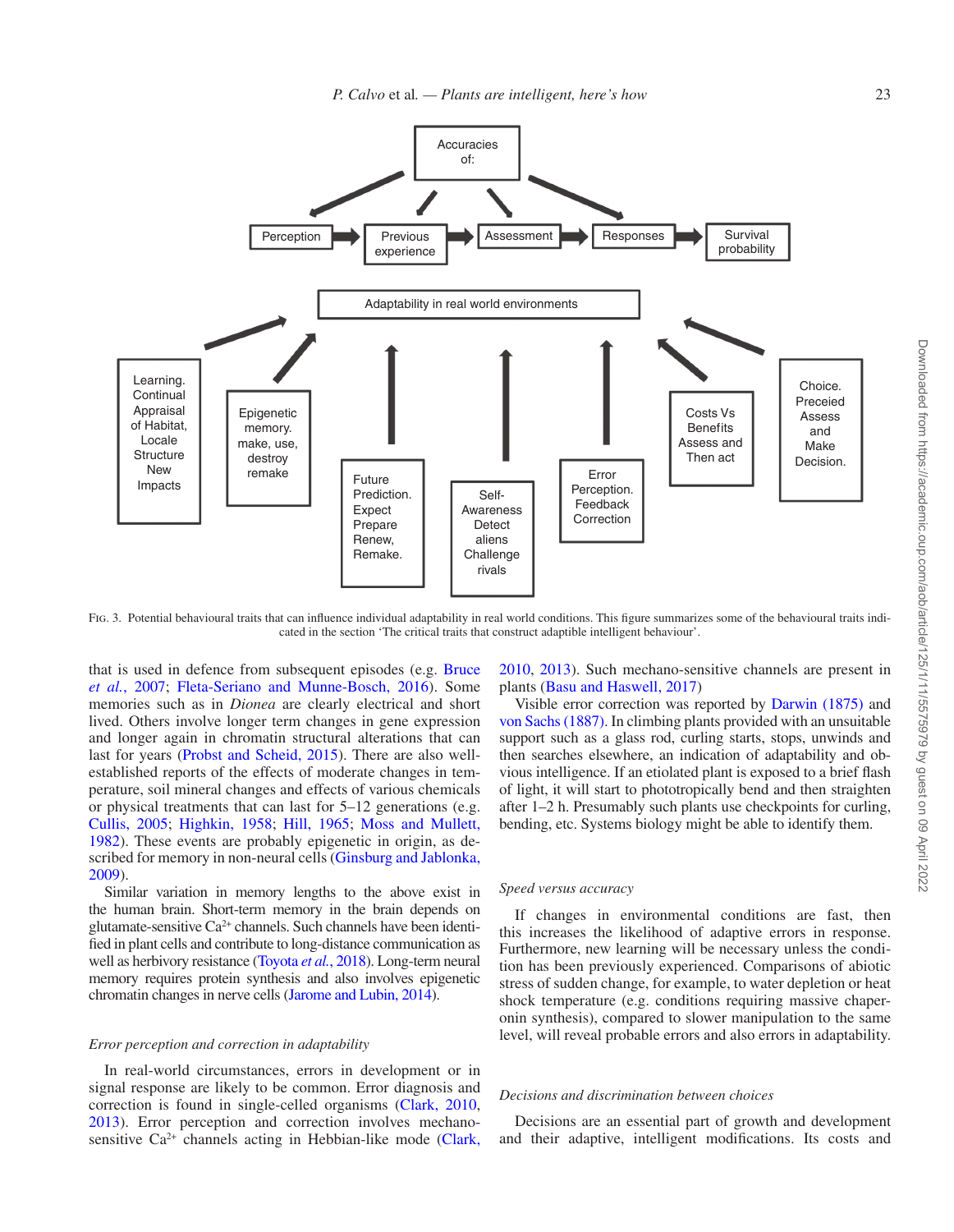Fig. 3. Potential behavioural traits that can influence individual adaptability in real world conditions. This figure summarizes some of the behavioural traits indicated in the section 'The critical traits that construct adaptible intelligent behaviour'.

that is used in defence from subsequent episodes (e.g. Bruce *et al.*, 2007; Fleta-Seriano and Munne-Bosch, 2016). Some memories such as in *Dionea* are clearly electrical and short lived. Others involve longer term changes in gene expression and longer again in chromatin structural alterations that can last for years (Probst and Scheid, 2015). There are also well-established reports of the effects of moderate changes in temperature, soil mineral changes and effects of various chemicals or physical treatments that can last for 5–12 generations (e.g. Cullis, 2005; Highkin, 1958; Hill, 1965; Moss and Mullett, 1982). These events are probably epigenetic in origin, as described for memory in non-neural cells (Ginsburg and Jablonka, 2009).

Similar variation in memory lengths to the above exist in the human brain. Short-term memory in the brain depends on glutamate-sensitive $Ca^{2+}$ channels. Such channels have been identified in plant cells and contribute to long-distance communication as well as herbivory resistance (Toyota *et al.*, 2018). Long-term neural memory requires protein synthesis and also involves epigenetic chromatin changes in nerve cells (Jarome and Lubin, 2014).

### *Error perception and correction in adaptability*

In real-world circumstances, errors in development or in signal response are likely to be common. Error diagnosis and correction is found in single-celled organisms (Clark, 2010, 2013). Error perception and correction involves mechano-sensitive $Ca^{2+}$ channels acting in Hebbian-like mode (Clark, 2010, 2013). Such mechano-sensitive channels are present in plants (Basu and Haswell, 2017)

Visible error correction was reported by Darwin (1875) and von Sachs (1887). In climbing plants provided with an unsuitable support such as a glass rod, curling starts, stops, unwinds and then searches elsewhere, an indication of adaptability and obvious intelligence. If an etiolated plant is exposed to a brief flash of light, it will start to phototropically bend and then straighten after 1–2 h. Presumably such plants use checkpoints for curling, bending, etc. Systems biology might be able to identify them.

### *Speed versus accuracy*

If changes in environmental conditions are fast, then this increases the likelihood of adaptive errors in response. Furthermore, new learning will be necessary unless the condition has been previously experienced. Comparisons of abiotic stress of sudden change, for example, to water depletion or heat shock temperature (e.g. conditions requiring massive chaperonin synthesis), compared to slower manipulation to the same level, will reveal probable errors and also errors in adaptability.

### *Decisions and discrimination between choices*

Decisions are an essential part of growth and development and their adaptive, intelligent modifications. Its costs and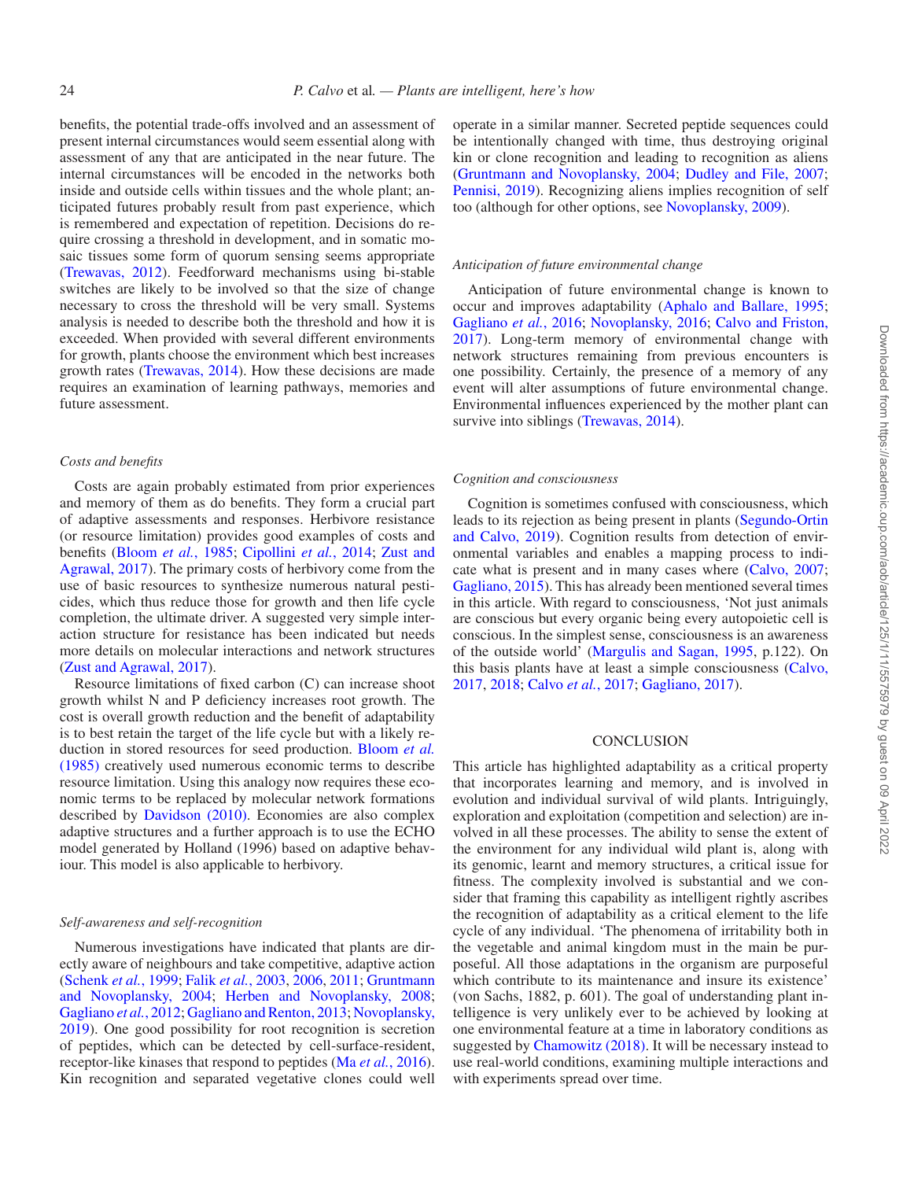benefits, the potential trade-offs involved and an assessment of present internal circumstances would seem essential along with assessment of any that are anticipated in the near future. The internal circumstances will be encoded in the networks both inside and outside cells within tissues and the whole plant; anticipated futures probably result from past experience, which is remembered and expectation of repetition. Decisions do require crossing a threshold in development, and in somatic mosaic tissues some form of quorum sensing seems appropriate (Trewavas, 2012). Feedforward mechanisms using bi-stable switches are likely to be involved so that the size of change necessary to cross the threshold will be very small. Systems analysis is needed to describe both the threshold and how it is exceeded. When provided with several different environments for growth, plants choose the environment which best increases growth rates (Trewavas, 2014). How these decisions are made requires an examination of learning pathways, memories and future assessment.

### *Costs and benefits*

Costs are again probably estimated from prior experiences and memory of them as do benefits. They form a crucial part of adaptive assessments and responses. Herbivore resistance (or resource limitation) provides good examples of costs and benefits (Bloom *et al.*, 1985; Cipollini *et al.*, 2014; Zust and Agrawal, 2017). The primary costs of herbivory come from the use of basic resources to synthesize numerous natural pesticides, which thus reduce those for growth and then life cycle completion, the ultimate driver. A suggested very simple interaction structure for resistance has been indicated but needs more details on molecular interactions and network structures (Zust and Agrawal, 2017).

Resource limitations of fixed carbon (C) can increase shoot growth whilst N and P deficiency increases root growth. The cost is overall growth reduction and the benefit of adaptability is to best retain the target of the life cycle but with a likely reduction in stored resources for seed production. Bloom *et al.* (1985) creatively used numerous economic terms to describe resource limitation. Using this analogy now requires these economic terms to be replaced by molecular network formations described by Davidson (2010). Economies are also complex adaptive structures and a further approach is to use the ECHO model generated by Holland (1996) based on adaptive behaviour. This model is also applicable to herbivory.

### *Self-awareness and self-recognition*

Numerous investigations have indicated that plants are directly aware of neighbours and take competitive, adaptive action (Schenk *et al.*, 1999; Falik *et al.*, 2003, 2006, 2011; Gruntmann and Novoplansky, 2004; Herben and Novoplansky, 2008; Gagliano *et al.*, 2012; Gagliano and Renton, 2013; Novoplansky, 2019). One good possibility for root recognition is secretion of peptides, which can be detected by cell-surface-resident, receptor-like kinases that respond to peptides (Ma *et al.*, 2016). Kin recognition and separated vegetative clones could well operate in a similar manner. Secreted peptide sequences could be intentionally changed with time, thus destroying original kin or clone recognition and leading to recognition as aliens (Gruntmann and Novoplansky, 2004; Dudley and File, 2007; Pennisi, 2019). Recognizing aliens implies recognition of self too (although for other options, see Novoplansky, 2009).

### *Anticipation of future environmental change*

Anticipation of future environmental change is known to occur and improves adaptability (Aphalo and Ballare, 1995; Gagliano *et al.*, 2016; Novoplansky, 2016; Calvo and Friston, 2017). Long-term memory of environmental change with network structures remaining from previous encounters is one possibility. Certainly, the presence of a memory of any event will alter assumptions of future environmental change. Environmental influences experienced by the mother plant can survive into siblings (Trewavas, 2014).

### *Cognition and consciousness*

Cognition is sometimes confused with consciousness, which leads to its rejection as being present in plants (Segundo-Ortin and Calvo, 2019). Cognition results from detection of environmental variables and enables a mapping process to indicate what is present and in many cases where (Calvo, 2007; Gagliano, 2015). This has already been mentioned several times in this article. With regard to consciousness, 'Not just animals are conscious but every organic being every autopoietic cell is conscious. In the simplest sense, consciousness is an awareness of the outside world' (Margulis and Sagan, 1995, p.122). On this basis plants have at least a simple consciousness (Calvo, 2017, 2018; Calvo *et al.*, 2017; Gagliano, 2017).

## CONCLUSION

This article has highlighted adaptability as a critical property that incorporates learning and memory, and is involved in evolution and individual survival of wild plants. Intriguingly, exploration and exploitation (competition and selection) are involved in all these processes. The ability to sense the extent of the environment for any individual wild plant is, along with its genomic, learnt and memory structures, a critical issue for fitness. The complexity involved is substantial and we consider that framing this capability as intelligent rightly ascribes the recognition of adaptability as a critical element to the life cycle of any individual. 'The phenomena of irritability both in the vegetable and animal kingdom must in the main be purposeful. All those adaptations in the organism are purposeful which contribute to its maintenance and insure its existence' (von Sachs, 1882, p. 601). The goal of understanding plant intelligence is very unlikely ever to be achieved by looking at one environmental feature at a time in laboratory conditions as suggested by Chamowitz (2018). It will be necessary instead to use real-world conditions, examining multiple interactions and with experiments spread over time.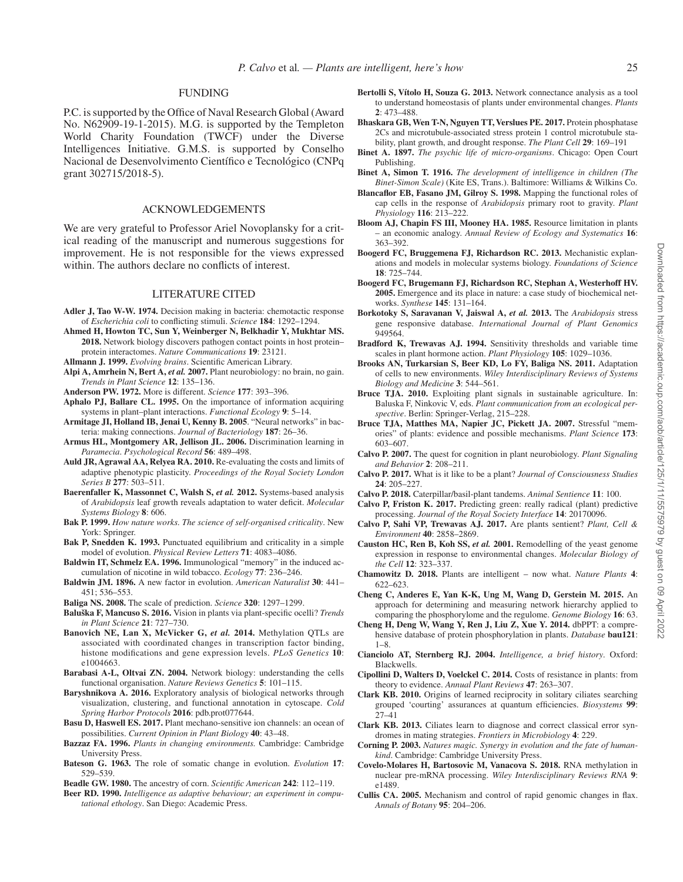## FUNDING

P.C. is supported by the Office of Naval Research Global (Award No. N62909-19-1-2015). M.G. is supported by the Templeton World Charity Foundation (TWCF) under the Diverse Intelligences Initiative. G.M.S. is supported by Conselho Nacional de Desenvolvimento Científico e Tecnológico (CNPq grant 302715/2018-5).

## ACKNOWLEDGEMENTS

We are very grateful to Professor Ariel Novoplansky for a critical reading of the manuscript and numerous suggestions for improvement. He is not responsible for the views expressed within. The authors declare no conflicts of interest.

## LITERATURE CITED

**Adler J, Tao W-W. 1974.** Decision making in bacteria: chemotactic response of *Escherichia coli* to conflicting stimuli. *Science* **184**: 1292–1294.

**Ahmed H, Howton TC, Sun Y, Weinberger N, Belkhadir Y, Mukhtar MS. 2018.** Network biology discovers pathogen contact points in host protein–protein interactomes. *Nature Communications* **19**: 23121.

**Allmann J. 1999.** *Evolving brains*. Scientific American Library.

**Alpi A, Amrhein N, Bert A, *et al.* 2007.** Plant neurobiology: no brain, no gain. *Trends in Plant Science* **12**: 135–136.

**Anderson PW. 1972.** More is different. *Science* **177**: 393–396.

**Aphalo PJ, Ballare CL. 1995.** On the importance of information acquiring systems in plant–plant interactions. *Functional Ecology* **9**: 5–14.

**Armitage JI, Holland IB, Jenai U, Kenny B. 2005**. "Neural networks" in bacteria: making connections. *Journal of Bacteriology* **187**: 26–36.

**Armus HL, Montgomery AR, Jellison JL. 2006.** Discrimination learning in *Paramecia*. *Psychological Record* **56**: 489–498.

**Auld JR, Agrawal AA, Relyea RA. 2010.** Re-evaluating the costs and limits of adaptive phenotypic plasticity. *Proceedings of the Royal Society London Series B* **277**: 503–511.

**Baerenfaller K, Massonnet C, Walsh S, *et al.* 2012.** Systems-based analysis of *Arabidopsis* leaf growth reveals adaptation to water deficit. *Molecular Systems Biology* **8**: 606.

**Bak P. 1999.** *How nature works. The science of self-organised criticality*. New York: Springer.

**Bak P, Snedden K. 1993.** Punctuated equilibrium and criticality in a simple model of evolution. *Physical Review Letters* **71**: 4083–4086.

**Baldwin IT, Schmelz EA. 1996.** Immunological "memory" in the induced accumulation of nicotine in wild tobacco. *Ecology* **77**: 236–246.

**Baldwin JM. 1896.** A new factor in evolution. *American Naturalist* **30**: 441–451; 536–553.

**Baliga NS. 2008.** The scale of prediction. *Science* **320**: 1297–1299.

**Baluška F, Mancuso S. 2016.** Vision in plants via plant-specific ocelli? *Trends in Plant Science* **21**: 727–730.

**Banovich NE, Lan X, McVicker G, *et al.* 2014.** Methylation QTLs are associated with coordinated changes in transcription factor binding, histone modifications and gene expression levels. *PLoS Genetics* **10**: e1004663.

**Barabasi A-L, Oltvai ZN. 2004.** Network biology: understanding the cells functional organisation. *Nature Reviews Genetics* **5**: 101–115.

**Baryshnikova A. 2016.** Exploratory analysis of biological networks through visualization, clustering, and functional annotation in cytoscape. *Cold Spring Harbor Protocols* **2016**: pdb.prot077644.

**Basu D, Haswell ES. 2017.** Plant mechano-sensitive ion channels: an ocean of possibilities. *Current Opinion in Plant Biology* **40**: 43–48.

**Bazzaz FA. 1996.** *Plants in changing environments.* Cambridge: Cambridge University Press.

**Bateson G. 1963.** The role of somatic change in evolution. *Evolution* **17**: 529–539.

**Beadle GW. 1980.** The ancestry of corn. *Scientific American* **242**: 112–119.

**Beer RD. 1990.** *Intelligence as adaptive behaviour; an experiment in computational ethology*. San Diego: Academic Press.

**Bertolli S, Vítolo H, Souza G. 2013.** Network connectance analysis as a tool to understand homeostasis of plants under environmental changes. *Plants* **2**: 473–488.

**Bhaskara GB, Wen T-N, Nguyen TT, Verslues PE. 2017.** Protein phosphatase 2Cs and microtubule-associated stress protein 1 control microtubule stability, plant growth, and drought response. *The Plant Cell* **29**: 169–191

**Binet A. 1897.** *The psychic life of micro-organisms*. Chicago: Open Court Publishing.

**Binet A, Simon T. 1916.** *The development of intelligence in children (The Binet-Simon Scale)* (Kite ES, Trans.). Baltimore: Williams & Wilkins Co.

**Blancaflor EB, Fasano JM, Gilroy S. 1998.** Mapping the functional roles of cap cells in the response of *Arabidopsis* primary root to gravity. *Plant Physiology* **116**: 213–222.

**Bloom AJ, Chapin FS III, Mooney HA. 1985.** Resource limitation in plants – an economic analogy. *Annual Review of Ecology and Systematics* **16**: 363–392.

**Boogerd FC, Bruggemena FJ, Richardson RC. 2013.** Mechanistic explanations and models in molecular systems biology. *Foundations of Science* **18**: 725–744.

**Boogerd FC, Brugemann FJ, Richardson RC, Stephan A, Westerhoff HV. 2005.** Emergence and its place in nature: a case study of biochemical networks. *Synthese* **145**: 131–164.

**Borkotoky S, Saravanan V, Jaiswal A, *et al.* 2013.** The *Arabidopsis* stress gene responsive database. *International Journal of Plant Genomics* 949564.

**Bradford K, Trewavas AJ. 1994.** Sensitivity thresholds and variable time scales in plant hormone action. *Plant Physiology* **105**: 1029–1036.

**Brooks AN, Turkarsian S, Beer KD, Lo FY, Baliga NS. 2011.** Adaptation of cells to new environments. *Wiley Interdisciplinary Reviews of Systems Biology and Medicine* **3**: 544–561.

**Bruce TJA. 2010.** Exploiting plant signals in sustainable agriculture. In: Baluska F, Ninkovic V, eds. *Plant communication from an ecological perspective*. Berlin: Springer-Verlag, 215–228.

**Bruce TJA, Matthes MA, Napier JC, Pickett JA. 2007.** Stressful "memories" of plants: evidence and possible mechanisms. *Plant Science* **173**: 603–607.

**Calvo P. 2007.** The quest for cognition in plant neurobiology. *Plant Signaling and Behavior* **2**: 208–211.

**Calvo P. 2017.** What is it like to be a plant? *Journal of Consciousness Studies* **24**: 205–227.

**Calvo P. 2018.** Caterpillar/basil-plant tandems. *Animal Sentience* **11**: 100.

**Calvo P, Friston K. 2017.** Predicting green: really radical (plant) predictive processing. *Journal of the Royal Society Interface* **14**: 20170096.

**Calvo P, Sahi VP, Trewavas AJ. 2017.** Are plants sentient? *Plant, Cell & Environment* **40**: 2858–2869.

**Causton HC, Ren B, Koh SS, *et al.* 2001.** Remodelling of the yeast genome expression in response to environmental changes. *Molecular Biology of the Cell* **12**: 323–337.

**Chamowitz D. 2018.** Plants are intelligent – now what. *Nature Plants* **4**: 622–623.

**Cheng C, Anderes E, Yan K-K, Ung M, Wang D, Gerstein M. 2015.** An approach for determining and measuring network hierarchy applied to comparing the phosphorylome and the regulome. *Genome Biology* **16**: 63.

**Cheng H, Deng W, Wang Y, Ren J, Liu Z, Xue Y. 2014.** dbPPT: a comprehensive database of protein phosphorylation in plants. *Database* **bau121**: 1–8.

**Cianciolo AT, Sternberg RJ. 2004.** *Intelligence, a brief history*. Oxford: Blackwells.

**Cipollini D, Walters D, Voelckel C. 2014.** Costs of resistance in plants: from theory to evidence. *Annual Plant Reviews* **47**: 263–307.

**Clark KB. 2010.** Origins of learned reciprocity in solitary ciliates searching grouped 'courting' assurances at quantum efficiencies. *Biosystems* **99**: 27–41

**Clark KB. 2013.** Ciliates learn to diagnose and correct classical error syndromes in mating strategies. *Frontiers in Microbiology* **4**: 229.

**Corning P. 2003.** *Natures magic. Synergy in evolution and the fate of humankind*. Cambridge: Cambridge University Press.

**Covelo-Molares H, Bartosovic M, Vanacova S. 2018.** RNA methylation in nuclear pre-mRNA processing. *Wiley Interdisciplinary Reviews RNA* **9**: e1489.

**Cullis CA. 2005.** Mechanism and control of rapid genomic changes in flax. *Annals of Botany* **95**: 204–206.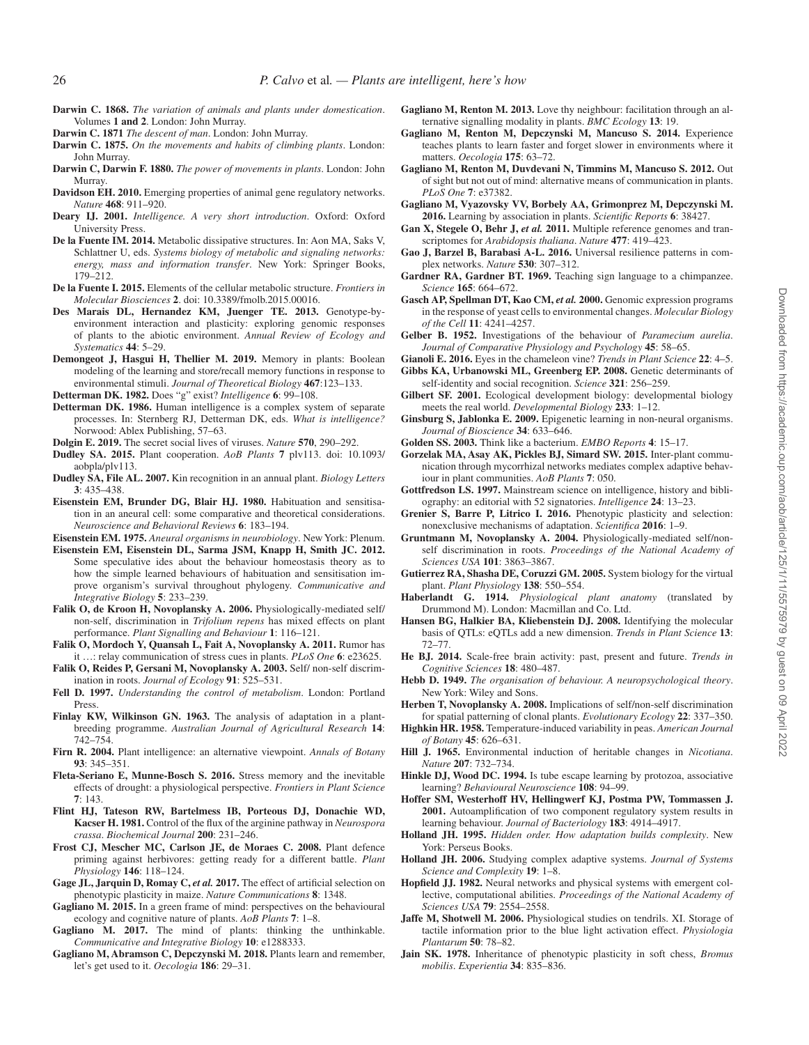**Darwin C. 1868.** *The variation of animals and plants under domestication*. Volumes **1 and 2**. London: John Murray.

**Darwin C. 1871** *The descent of man*. London: John Murray.

**Darwin C. 1875.** *On the movements and habits of climbing plants*. London: John Murray.

**Darwin C, Darwin F. 1880.** *The power of movements in plants*. London: John Murray.

**Davidson EH. 2010.** Emerging properties of animal gene regulatory networks. *Nature* **468**: 911–920.

**Deary IJ. 2001.** *Intelligence. A very short introduction*. Oxford: Oxford University Press.

**De la Fuente IM. 2014.** Metabolic dissipative structures. In: Aon MA, Saks V, Schlattner U, eds. *Systems biology of metabolic and signaling networks: energy, mass and information transfer*. New York: Springer Books, 179–212.

**De la Fuente I. 2015.** Elements of the cellular metabolic structure. *Frontiers in Molecular Biosciences* **2**. doi: 10.3389/fmolb.2015.00016.

**Des Marais DL, Hernandez KM, Juenger TE. 2013.** Genotype-by-environment interaction and plasticity: exploring genomic responses of plants to the abiotic environment. *Annual Review of Ecology and Systematics* **44**: 5–29.

**Demongeot J, Hasgui H, Thellier M. 2019.** Memory in plants: Boolean modeling of the learning and store/recall memory functions in response to environmental stimuli. *Journal of Theoretical Biology* **467**:123–133.

**Detterman DK. 1982.** Does "g" exist? *Intelligence* **6**: 99–108.

**Detterman DK. 1986.** Human intelligence is a complex system of separate processes. In: Sternberg RJ, Detterman DK, eds. *What is intelligence?* Norwood: Ablex Publishing, 57–63.

**Dolgin E. 2019.** The secret social lives of viruses. *Nature* **570**, 290–292.

**Dudley SA. 2015.** Plant cooperation. *AoB Plants* **7** plv113. doi: 10.1093/aobpla/plv113.

**Dudley SA, File AL. 2007.** Kin recognition in an annual plant. *Biology Letters* **3**: 435–438.

**Eisenstein EM, Brunder DG, Blair HJ. 1980.** Habituation and sensitisation in an aneural cell: some comparative and theoretical considerations. *Neuroscience and Behavioral Reviews* **6**: 183–194.

**Eisenstein EM. 1975.** *Aneural organisms in neurobiology*. New York: Plenum.

**Eisenstein EM, Eisenstein DL, Sarma JSM, Knapp H, Smith JC. 2012.** Some speculative ides about the behaviour homeostasis theory as to how the simple learned behaviours of habituation and sensitisation improve organism's survival throughout phylogeny. *Communicative and Integrative Biology* **5**: 233–239.

**Falik O, de Kroon H, Novoplansky A. 2006.** Physiologically-mediated self/non-self, discrimination in *Trifolium repens* has mixed effects on plant performance. *Plant Signalling and Behaviour* **1**: 116–121.

**Falik O, Mordoch Y, Quansah L, Fait A, Novoplansky A. 2011.** Rumor has it …: relay communication of stress cues in plants. *PLoS One* **6**: e23625.

**Falik O, Reides P, Gersani M, Novoplansky A. 2003.** Self/ non-self discrimination in roots. *Journal of Ecology* **91**: 525–531.

**Fell D. 1997.** *Understanding the control of metabolism*. London: Portland Press.

**Finlay KW, Wilkinson GN. 1963.** The analysis of adaptation in a plant-breeding programme. *Australian Journal of Agricultural Research* **14**: 742–754.

**Firn R. 2004.** Plant intelligence: an alternative viewpoint. *Annals of Botany* **93**: 345–351.

**Fleta-Seriano E, Munne-Bosch S. 2016.** Stress memory and the inevitable effects of drought: a physiological perspective. *Frontiers in Plant Science* **7**: 143.

**Flint HJ, Tateson RW, Bartelmess IB, Porteous DJ, Donachie WD, Kacser H. 1981.** Control of the flux of the arginine pathway in *Neurospora crassa*. *Biochemical Journal* **200**: 231–246.

**Frost CJ, Mescher MC, Carlson JE, de Moraes C. 2008.** Plant defence priming against herbivores: getting ready for a different battle. *Plant Physiology* **146**: 118–124.

**Gage JL, Jarquin D, Romay C, *et al.* 2017.** The effect of artificial selection on phenotypic plasticity in maize. *Nature Communications* **8**: 1348.

**Gagliano M. 2015.** In a green frame of mind: perspectives on the behavioural ecology and cognitive nature of plants. *AoB Plants* **7**: 1–8.

**Gagliano M. 2017.** The mind of plants: thinking the unthinkable. *Communicative and Integrative Biology* **10**: e1288333.

**Gagliano M, Abramson C, Depczynski M. 2018.** Plants learn and remember, let's get used to it. *Oecologia* **186**: 29–31.

**Gagliano M, Renton M. 2013.** Love thy neighbour: facilitation through an alternative signalling modality in plants. *BMC Ecology* **13**: 19.

**Gagliano M, Renton M, Depczynski M, Mancuso S. 2014.** Experience teaches plants to learn faster and forget slower in environments where it matters. *Oecologia* **175**: 63–72.

**Gagliano M, Renton M, Duvdevani N, Timmins M, Mancuso S. 2012.** Out of sight but not out of mind: alternative means of communication in plants. *PLoS One* **7**: e37382.

**Gagliano M, Vyazovsky VV, Borbely AA, Grimonprez M, Depczynski M. 2016.** Learning by association in plants. *Scientific Reports* **6**: 38427.

**Gan X, Stegele O, Behr J, *et al.* 2011.** Multiple reference genomes and transcriptomes for *Arabidopsis thaliana*. *Nature* **477**: 419–423.

**Gao J, Barzel B, Barabasi A-L. 2016.** Universal resilience patterns in complex networks. *Nature* **530**: 307–312.

**Gardner RA, Gardner BT. 1969.** Teaching sign language to a chimpanzee. *Science* **165**: 664–672.

**Gasch AP, Spellman DT, Kao CM, *et al.* 2000.** Genomic expression programs in the response of yeast cells to environmental changes. *Molecular Biology of the Cell* **11**: 4241–4257.

**Gelber B. 1952.** Investigations of the behaviour of *Paramecium aurelia*. *Journal of Comparative Physiology and Psychology* **45**: 58–65.

**Gianoli E. 2016.** Eyes in the chameleon vine? *Trends in Plant Science* **22**: 4–5.

**Gibbs KA, Urbanowski ML, Greenberg EP. 2008.** Genetic determinants of self-identity and social recognition. *Science* **321**: 256–259.

**Gilbert SF. 2001.** Ecological development biology: developmental biology meets the real world. *Developmental Biology* **233**: 1–12.

**Ginsburg S, Jablonka E. 2009.** Epigenetic learning in non-neural organisms. *Journal of Bioscience* **34**: 633–646.

**Golden SS. 2003.** Think like a bacterium. *EMBO Reports* **4**: 15–17.

**Gorzelak MA, Asay AK, Pickles BJ, Simard SW. 2015.** Inter-plant communication through mycorrhizal networks mediates complex adaptive behaviour in plant communities. *AoB Plants* **7**: 050.

**Gottfredson LS. 1997.** Mainstream science on intelligence, history and bibliography: an editorial with 52 signatories. *Intelligence* **24**: 13–23.

**Grenier S, Barre P, Litrico I. 2016.** Phenotypic plasticity and selection: nonexclusive mechanisms of adaptation. *Scientifica* **2016**: 1–9.

**Gruntmann M, Novoplansky A. 2004.** Physiologically-mediated self/non-self discrimination in roots. *Proceedings of the National Academy of Sciences USA* **101**: 3863–3867.

**Gutierrez RA, Shasha DE, Coruzzi GM. 2005.** System biology for the virtual plant. *Plant Physiology* **138**: 550–554.

**Haberlandt G. 1914.** *Physiological plant anatomy* (translated by Drummond M). London: Macmillan and Co. Ltd.

**Hansen BG, Halkier BA, Kliebenstein DJ. 2008.** Identifying the molecular basis of QTLs: eQTLs add a new dimension. *Trends in Plant Science* **13**: 72–77.

**He BJ. 2014.** Scale-free brain activity: past, present and future. *Trends in Cognitive Sciences* **18**: 480–487.

**Hebb D. 1949.** *The organisation of behaviour. A neuropsychological theory*. New York: Wiley and Sons.

**Herben T, Novoplansky A. 2008.** Implications of self/non-self discrimination for spatial patterning of clonal plants. *Evolutionary Ecology* **22**: 337–350.

**Highkin HR. 1958.** Temperature-induced variability in peas. *American Journal of Botany* **45**: 626–631.

**Hill J. 1965.** Environmental induction of heritable changes in *Nicotiana*. *Nature* **207**: 732–734.

**Hinkle DJ, Wood DC. 1994.** Is tube escape learning by protozoa, associative learning? *Behavioural Neuroscience* **108**: 94–99.

**Hoffer SM, Westerhoff HV, Hellingwerf KJ, Postma PW, Tommassen J. 2001.** Autoamplification of two component regulatory system results in learning behaviour. *Journal of Bacteriology* **183**: 4914–4917.

**Holland JH. 1995.** *Hidden order. How adaptation builds complexity*. New York: Perseus Books.

**Holland JH. 2006.** Studying complex adaptive systems. *Journal of Systems Science and Complexity* **19**: 1–8.

**Hopfield JJ. 1982.** Neural networks and physical systems with emergent collective, computational abilities. *Proceedings of the National Academy of Sciences USA* **79**: 2554–2558.

**Jaffe M, Shotwell M. 2006.** Physiological studies on tendrils. XI. Storage of tactile information prior to the blue light activation effect. *Physiologia Plantarum* **50**: 78–82.

**Jain SK. 1978.** Inheritance of phenotypic plasticity in soft chess, *Bromus mobilis*. *Experientia* **34**: 835–836.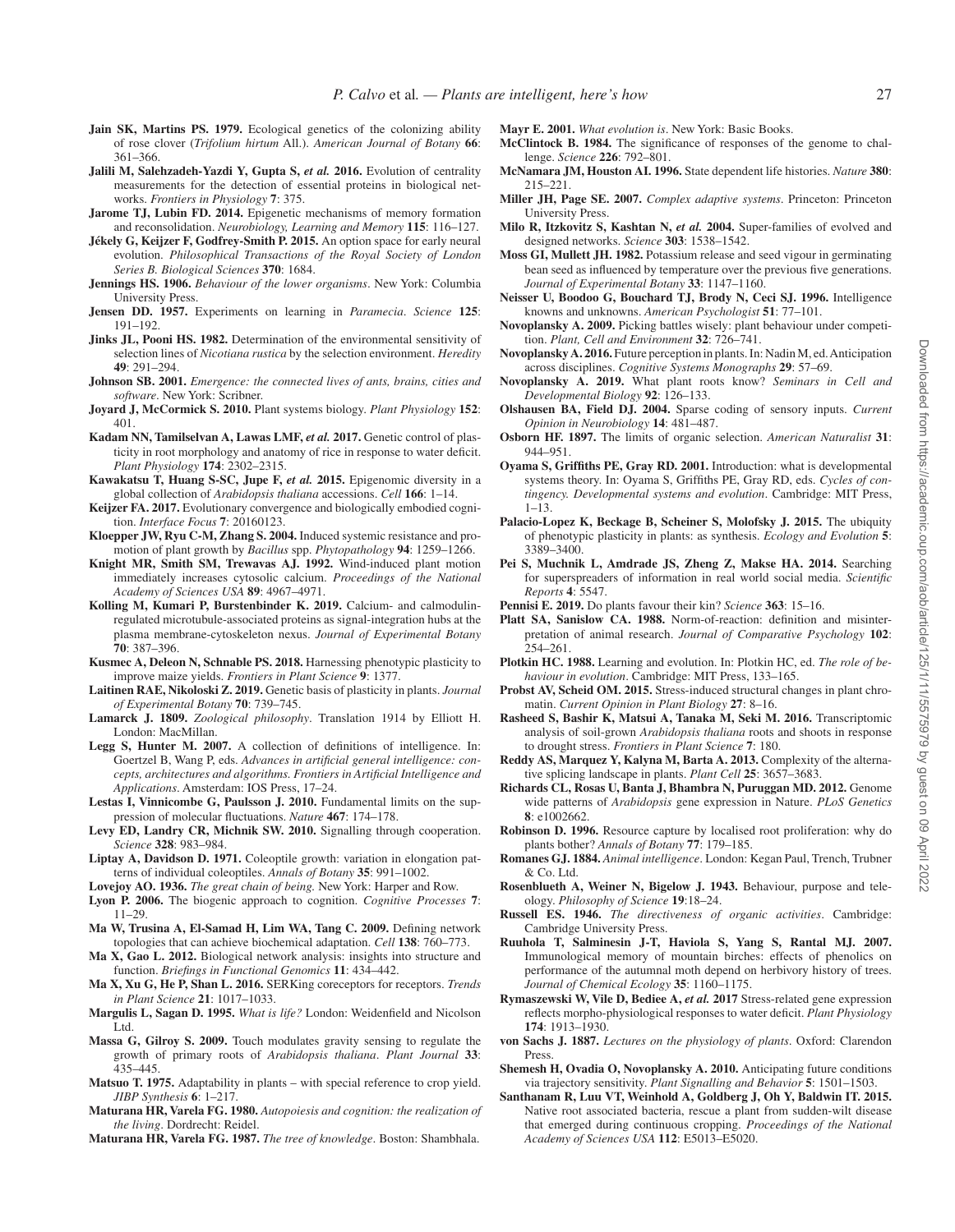**Jain SK, Martins PS. 1979.** Ecological genetics of the colonizing ability of rose clover (*Trifolium hirtum* All.). *American Journal of Botany* **66**: 361–366.

**Jalili M, Salehzadeh-Yazdi Y, Gupta S, *et al.* 2016.** Evolution of centrality measurements for the detection of essential proteins in biological networks. *Frontiers in Physiology* **7**: 375.

**Jarome TJ, Lubin FD. 2014.** Epigenetic mechanisms of memory formation and reconsolidation. *Neurobiology, Learning and Memory* **115**: 116–127.

**Jékely G, Keijzer F, Godfrey-Smith P. 2015.** An option space for early neural evolution. *Philosophical Transactions of the Royal Society of London Series B. Biological Sciences* **370**: 1684.

**Jennings HS. 1906.** *Behaviour of the lower organisms*. New York: Columbia University Press.

**Jensen DD. 1957.** Experiments on learning in *Paramecia*. *Science* **125**: 191–192.

**Jinks JL, Pooni HS. 1982.** Determination of the environmental sensitivity of selection lines of *Nicotiana rustica* by the selection environment. *Heredity* **49**: 291–294.

**Johnson SB. 2001.** *Emergence: the connected lives of ants, brains, cities and software*. New York: Scribner.

**Joyard J, McCormick S. 2010.** Plant systems biology. *Plant Physiology* **152**: 401.

**Kadam NN, Tamilselvan A, Lawas LMF, *et al.* 2017.** Genetic control of plasticity in root morphology and anatomy of rice in response to water deficit. *Plant Physiology* **174**: 2302–2315.

**Kawakatsu T, Huang S-SC, Jupe F, *et al.* 2015.** Epigenomic diversity in a global collection of *Arabidopsis thaliana* accessions. *Cell* **166**: 1–14.

**Keijzer FA. 2017.** Evolutionary convergence and biologically embodied cognition. *Interface Focus* **7**: 20160123.

**Kloepper JW, Ryu C-M, Zhang S. 2004.** Induced systemic resistance and promotion of plant growth by *Bacillus* spp. *Phytopathology* **94**: 1259–1266.

**Knight MR, Smith SM, Trewavas AJ. 1992.** Wind-induced plant motion immediately increases cytosolic calcium. *Proceedings of the National Academy of Sciences USA* **89**: 4967–4971.

**Kolling M, Kumari P, Burstenbinder K. 2019.** Calcium- and calmodulin-regulated microtubule-associated proteins as signal-integration hubs at the plasma membrane-cytoskeleton nexus. *Journal of Experimental Botany* **70**: 387–396.

**Kusmec A, Deleon N, Schnable PS. 2018.** Harnessing phenotypic plasticity to improve maize yields. *Frontiers in Plant Science* **9**: 1377.

**Laitinen RAE, Nikoloski Z. 2019.** Genetic basis of plasticity in plants. *Journal of Experimental Botany* **70**: 739–745.

**Lamarck J. 1809.** *Zoological philosophy*. Translation 1914 by Elliott H. London: MacMillan.

**Legg S, Hunter M. 2007.** A collection of definitions of intelligence. In: Goertzel B, Wang P, eds. *Advances in artificial general intelligence: concepts, architectures and algorithms. Frontiers in Artificial Intelligence and Applications*. Amsterdam: IOS Press, 17–24.

**Lestas I, Vinnicombe G, Paulsson J. 2010.** Fundamental limits on the suppression of molecular fluctuations. *Nature* **467**: 174–178.

**Levy ED, Landry CR, Michnik SW. 2010.** Signalling through cooperation. *Science* **328**: 983–984.

**Liptay A, Davidson D. 1971.** Coleoptile growth: variation in elongation patterns of individual coleoptiles. *Annals of Botany* **35**: 991–1002.

**Lovejoy AO. 1936.** *The great chain of being.* New York: Harper and Row.

**Lyon P. 2006.** The biogenic approach to cognition. *Cognitive Processes* **7**: 11–29.

**Ma W, Trusina A, El-Samad H, Lim WA, Tang C. 2009.** Defining network topologies that can achieve biochemical adaptation. *Cell* **138**: 760–773.

**Ma X, Gao L. 2012.** Biological network analysis: insights into structure and function. *Briefings in Functional Genomics* **11**: 434–442.

**Ma X, Xu G, He P, Shan L. 2016.** SERKing coreceptors for receptors. *Trends in Plant Science* **21**: 1017–1033.

**Margulis L, Sagan D. 1995.** *What is life?* London: Weidenfield and Nicolson Ltd.

**Massa G, Gilroy S. 2009.** Touch modulates gravity sensing to regulate the growth of primary roots of *Arabidopsis thaliana*. *Plant Journal* **33**: 435–445.

**Matsuo T. 1975.** Adaptability in plants – with special reference to crop yield. *JIBP Synthesis* **6**: 1–217.

**Maturana HR, Varela FG. 1980.** *Autopoiesis and cognition: the realization of the living*. Dordrecht: Reidel.

**Maturana HR, Varela FG. 1987.** *The tree of knowledge*. Boston: Shambhala.

**Mayr E. 2001.** *What evolution is*. New York: Basic Books.

**McClintock B. 1984.** The significance of responses of the genome to challenge. *Science* **226**: 792–801.

**McNamara JM, Houston AI. 1996.** State dependent life histories. *Nature* **380**: 215–221.

**Miller JH, Page SE. 2007.** *Complex adaptive systems*. Princeton: Princeton University Press.

**Milo R, Itzkovitz S, Kashtan N, *et al.* 2004.** Super-families of evolved and designed networks. *Science* **303**: 1538–1542.

**Moss GI, Mullett JH. 1982.** Potassium release and seed vigour in germinating bean seed as influenced by temperature over the previous five generations. *Journal of Experimental Botany* **33**: 1147–1160.

**Neisser U, Boodoo G, Bouchard TJ, Brody N, Ceci SJ. 1996.** Intelligence knowns and unknowns. *American Psychologist* **51**: 77–101.

**Novoplansky A. 2009.** Picking battles wisely: plant behaviour under competition. *Plant, Cell and Environment* **32**: 726–741.

**Novoplansky A. 2016.** Future perception in plants. In: Nadin M, ed. Anticipation across disciplines. *Cognitive Systems Monographs* **29**: 57–69.

**Novoplansky A. 2019.** What plant roots know? *Seminars in Cell and Developmental Biology* **92**: 126–133.

**Olshausen BA, Field DJ. 2004.** Sparse coding of sensory inputs. *Current Opinion in Neurobiology* **14**: 481–487.

**Osborn HF. 1897.** The limits of organic selection. *American Naturalist* **31**: 944–951.

**Oyama S, Griffiths PE, Gray RD. 2001.** Introduction: what is developmental systems theory. In: Oyama S, Griffiths PE, Gray RD, eds. *Cycles of contingency. Developmental systems and evolution*. Cambridge: MIT Press, 1–13.

**Palacio-Lopez K, Beckage B, Scheiner S, Molofsky J. 2015.** The ubiquity of phenotypic plasticity in plants: as synthesis. *Ecology and Evolution* **5**: 3389–3400.

**Pei S, Muchnik L, Amdrade JS, Zheng Z, Makse HA. 2014.** Searching for superspreaders of information in real world social media. *Scientific Reports* **4**: 5547.

**Pennisi E. 2019.** Do plants favour their kin? *Science* **363**: 15–16.

**Platt SA, Sanislow CA. 1988.** Norm-of-reaction: definition and misinterpretation of animal research. *Journal of Comparative Psychology* **102**: 254–261.

**Plotkin HC. 1988.** Learning and evolution. In: Plotkin HC, ed. *The role of behaviour in evolution*. Cambridge: MIT Press, 133–165.

**Probst AV, Scheid OM. 2015.** Stress-induced structural changes in plant chromatin. *Current Opinion in Plant Biology* **27**: 8–16.

**Rasheed S, Bashir K, Matsui A, Tanaka M, Seki M. 2016.** Transcriptomic analysis of soil-grown *Arabidopsis thaliana* roots and shoots in response to drought stress. *Frontiers in Plant Science* **7**: 180.

**Reddy AS, Marquez Y, Kalyna M, Barta A. 2013.** Complexity of the alternative splicing landscape in plants. *Plant Cell* **25**: 3657–3683.

**Richards CL, Rosas U, Banta J, Bhambra N, Puruggan MD. 2012.** Genome wide patterns of *Arabidopsis* gene expression in Nature. *PLoS Genetics* **8**: e1002662.

**Robinson D. 1996.** Resource capture by localised root proliferation: why do plants bother? *Annals of Botany* **77**: 179–185.

**Romanes GJ. 1884.** *Animal intelligence*. London: Kegan Paul, Trench, Trubner & Co. Ltd.

**Rosenblueth A, Weiner N, Bigelow J. 1943.** Behaviour, purpose and teleology. *Philosophy of Science* **19**:18–24.

**Russell ES. 1946.** *The directiveness of organic activities*. Cambridge: Cambridge University Press.

**Ruuhola T, Salminesin J-T, Haviola S, Yang S, Rantal MJ. 2007.** Immunological memory of mountain birches: effects of phenolics on performance of the autumnal moth depend on herbivory history of trees. *Journal of Chemical Ecology* **35**: 1160–1175.

**Rymaszewski W, Vile D, Bediee A, *et al.* 2017** Stress-related gene expression reflects morpho-physiological responses to water deficit. *Plant Physiology* **174**: 1913–1930.

**von Sachs J. 1887.** *Lectures on the physiology of plants*. Oxford: Clarendon Press.

**Shemesh H, Ovadia O, Novoplansky A. 2010.** Anticipating future conditions via trajectory sensitivity. *Plant Signalling and Behavior* **5**: 1501–1503.

**Santhanam R, Luu VT, Weinhold A, Goldberg J, Oh Y, Baldwin IT. 2015.** Native root associated bacteria, rescue a plant from sudden-wilt disease that emerged during continuous cropping. *Proceedings of the National Academy of Sciences USA* **112**: E5013–E5020.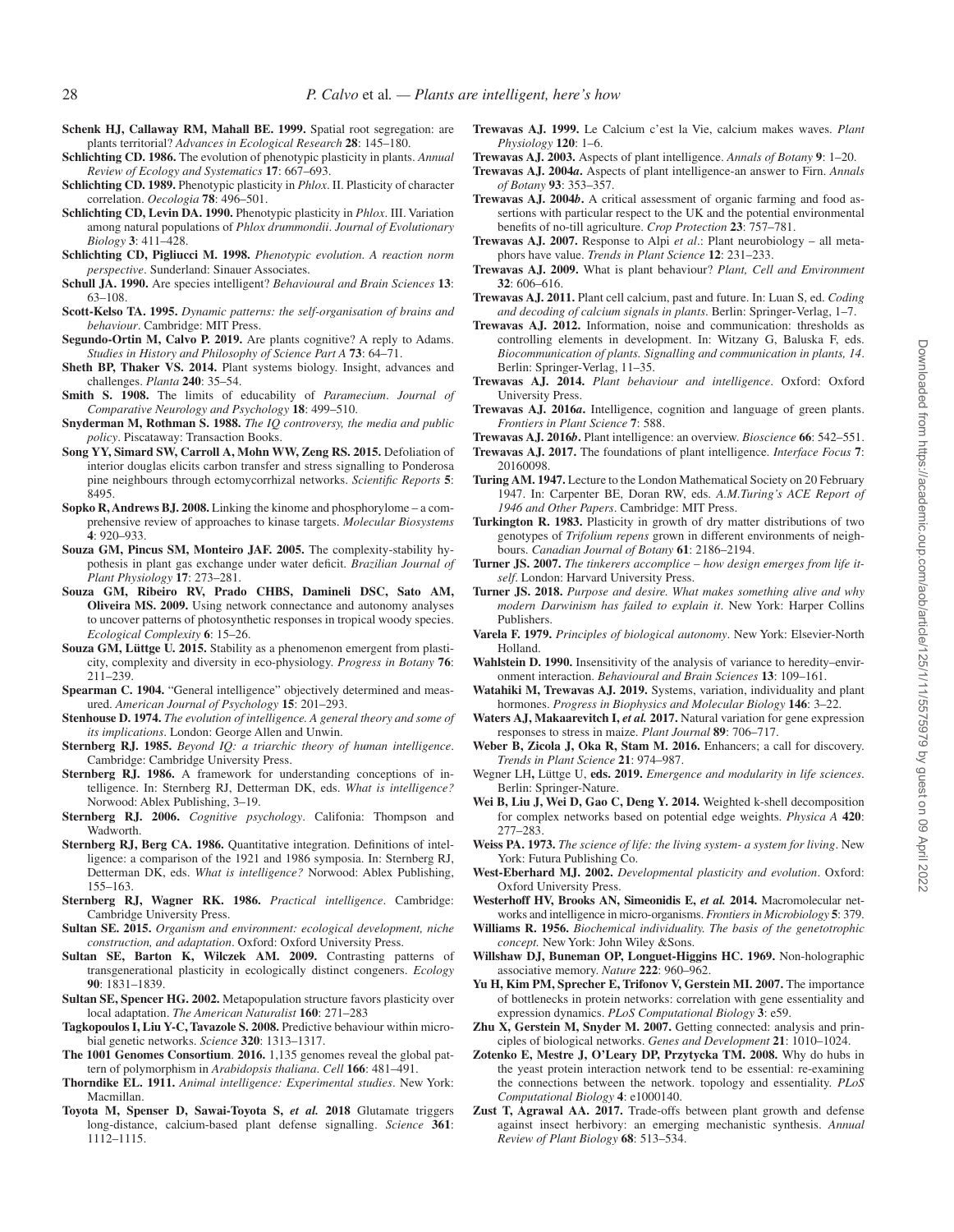**Schenk HJ, Callaway RM, Mahall BE. 1999.** Spatial root segregation: are plants territorial? *Advances in Ecological Research* **28**: 145–180.

**Schlichting CD. 1986.** The evolution of phenotypic plasticity in plants. *Annual Review of Ecology and Systematics* **17**: 667–693.

**Schlichting CD. 1989.** Phenotypic plasticity in *Phlox*. II. Plasticity of character correlation. *Oecologia* **78**: 496–501.

**Schlichting CD, Levin DA. 1990.** Phenotypic plasticity in *Phlox*. III. Variation among natural populations of *Phlox drummondii*. *Journal of Evolutionary Biology* **3**: 411–428.

**Schlichting CD, Pigliucci M. 1998.** *Phenotypic evolution. A reaction norm perspective*. Sunderland: Sinauer Associates.

**Schull JA. 1990.** Are species intelligent? *Behavioural and Brain Sciences* **13**: 63–108.

**Scott-Kelso TA. 1995.** *Dynamic patterns: the self-organisation of brains and behaviour*. Cambridge: MIT Press.

**Segundo-Ortin M, Calvo P. 2019.** Are plants cognitive? A reply to Adams. *Studies in History and Philosophy of Science Part A* **73**: 64–71.

**Sheth BP, Thaker VS. 2014.** Plant systems biology. Insight, advances and challenges. *Planta* **240**: 35–54.

**Smith S. 1908.** The limits of educability of *Paramecium*. *Journal of Comparative Neurology and Psychology* **18**: 499–510.

**Snyderman M, Rothman S. 1988.** *The IQ controversy, the media and public policy*. Piscataway: Transaction Books.

**Song YY, Simard SW, Carroll A, Mohn WW, Zeng RS. 2015.** Defoliation of interior douglas elicits carbon transfer and stress signalling to Ponderosa pine neighbours through ectomycorrhizal networks. *Scientific Reports* **5**: 8495.

**Sopko R, Andrews BJ. 2008.** Linking the kinome and phosphorylome – a comprehensive review of approaches to kinase targets. *Molecular Biosystems* **4**: 920–933.

**Souza GM, Pincus SM, Monteiro JAF. 2005.** The complexity-stability hypothesis in plant gas exchange under water deficit. *Brazilian Journal of Plant Physiology* **17**: 273–281.

**Souza GM, Ribeiro RV, Prado CHBS, Damineli DSC, Sato AM, Oliveira MS. 2009.** Using network connectance and autonomy analyses to uncover patterns of photosynthetic responses in tropical woody species. *Ecological Complexity* **6**: 15–26.

**Souza GM, Lüttge U. 2015.** Stability as a phenomenon emergent from plasticity, complexity and diversity in eco-physiology. *Progress in Botany* **76**: 211–239.

**Spearman C. 1904.** "General intelligence" objectively determined and measured. *American Journal of Psychology* **15**: 201–293.

**Stenhouse D. 1974.** *The evolution of intelligence. A general theory and some of its implications*. London: George Allen and Unwin.

**Sternberg RJ. 1985.** *Beyond IQ: a triarchic theory of human intelligence*. Cambridge: Cambridge University Press.

**Sternberg RJ. 1986.** A framework for understanding conceptions of intelligence. In: Sternberg RJ, Detterman DK, eds. *What is intelligence?* Norwood: Ablex Publishing, 3–19.

**Sternberg RJ. 2006.** *Cognitive psychology*. Califonia: Thompson and Wadworth.

**Sternberg RJ, Berg CA. 1986.** Quantitative integration. Definitions of intelligence: a comparison of the 1921 and 1986 symposia. In: Sternberg RJ, Detterman DK, eds. *What is intelligence?* Norwood: Ablex Publishing, 155–163.

**Sternberg RJ, Wagner RK. 1986.** *Practical intelligence*. Cambridge: Cambridge University Press.

**Sultan SE. 2015.** *Organism and environment: ecological development, niche construction, and adaptation*. Oxford: Oxford University Press.

**Sultan SE, Barton K, Wilczek AM. 2009.** Contrasting patterns of transgenerational plasticity in ecologically distinct congeners. *Ecology* **90**: 1831–1839.

**Sultan SE, Spencer HG. 2002.** Metapopulation structure favors plasticity over local adaptation. *The American Naturalist* **160**: 271–283

**Tagkopoulos I, Liu Y-C, Tavazole S. 2008.** Predictive behaviour within microbial genetic networks. *Science* **320**: 1313–1317.

**The 1001 Genomes Consortium**. **2016.** 1,135 genomes reveal the global pattern of polymorphism in *Arabidopsis thaliana*. *Cell* **166**: 481–491.

**Thorndike EL. 1911.** *Animal intelligence: Experimental studies*. New York: Macmillan.

**Toyota M, Spenser D, Sawai-Toyota S, *et al.* 2018** Glutamate triggers long-distance, calcium-based plant defense signalling. *Science* **361**: 1112–1115.

**Trewavas AJ. 1999.** Le Calcium c'est la Vie, calcium makes waves. *Plant Physiology* **120**: 1–6.

**Trewavas AJ. 2003.** Aspects of plant intelligence. *Annals of Botany* **9**: 1–20.

**Trewavas AJ. 2004*a*.** Aspects of plant intelligence-an answer to Firn. *Annals of Botany* **93**: 353–357.

**Trewavas AJ. 2004*b*.** A critical assessment of organic farming and food assertions with particular respect to the UK and the potential environmental benefits of no-till agriculture. *Crop Protection* **23**: 757–781.

**Trewavas AJ. 2007.** Response to Alpi *et al*.: Plant neurobiology – all metaphors have value. *Trends in Plant Science* **12**: 231–233.

**Trewavas AJ. 2009.** What is plant behaviour? *Plant, Cell and Environment* **32**: 606–616.

**Trewavas AJ. 2011.** Plant cell calcium, past and future. In: Luan S, ed. *Coding and decoding of calcium signals in plants*. Berlin: Springer-Verlag, 1–7.

**Trewavas AJ. 2012.** Information, noise and communication: thresholds as controlling elements in development. In: Witzany G, Baluska F, eds. *Biocommunication of plants. Signalling and communication in plants, 14*. Berlin: Springer-Verlag, 11–35.

**Trewavas AJ. 2014.** *Plant behaviour and intelligence*. Oxford: Oxford University Press.

**Trewavas AJ. 2016*a*.** Intelligence, cognition and language of green plants. *Frontiers in Plant Science* **7**: 588.

**Trewavas AJ. 2016*b*.** Plant intelligence: an overview. *Bioscience* **66**: 542–551.

**Trewavas AJ. 2017.** The foundations of plant intelligence. *Interface Focus* **7**: 20160098.

**Turing AM. 1947.** Lecture to the London Mathematical Society on 20 February 1947. In: Carpenter BE, Doran RW, eds. *A.M.Turing's ACE Report of 1946 and Other Papers*. Cambridge: MIT Press.

**Turkington R. 1983.** Plasticity in growth of dry matter distributions of two genotypes of *Trifolium repens* grown in different environments of neighbours. *Canadian Journal of Botany* **61**: 2186–2194.

**Turner JS. 2007.** *The tinkerers accomplice – how design emerges from life itself*. London: Harvard University Press.

**Turner JS. 2018.** *Purpose and desire. What makes something alive and why modern Darwinism has failed to explain it*. New York: Harper Collins Publishers.

**Varela F. 1979.** *Principles of biological autonomy*. New York: Elsevier-North Holland.

**Wahlstein D. 1990.** Insensitivity of the analysis of variance to heredity–environment interaction. *Behavioural and Brain Sciences* **13**: 109–161.

**Watahiki M, Trewavas AJ. 2019.** Systems, variation, individuality and plant hormones. *Progress in Biophysics and Molecular Biology* **146**: 3–22.

**Waters AJ, Makaarevitch I, *et al.* 2017.** Natural variation for gene expression responses to stress in maize. *Plant Journal* **89**: 706–717.

**Weber B, Zicola J, Oka R, Stam M. 2016.** Enhancers; a call for discovery. *Trends in Plant Science* **21**: 974–987.

Wegner LH**,** Lüttge U**, eds. 2019.** *Emergence and modularity in life sciences*. Berlin: Springer-Nature.

**Wei B, Liu J, Wei D, Gao C, Deng Y. 2014.** Weighted k-shell decomposition for complex networks based on potential edge weights. *Physica A* **420**: 277–283.

**Weiss PA. 1973.** *The science of life: the living system- a system for living*. New York: Futura Publishing Co.

**West-Eberhard MJ. 2002.** *Developmental plasticity and evolution*. Oxford: Oxford University Press.

**Westerhoff HV, Brooks AN, Simeonidis E, *et al.* 2014.** Macromolecular networks and intelligence in micro-organisms. *Frontiers in Microbiology* **5**: 379.

**Williams R. 1956.** *Biochemical individuality. The basis of the genetotrophic concept.* New York: John Wiley &Sons.

**Willshaw DJ, Buneman OP, Longuet-Higgins HC. 1969.** Non-holographic associative memory. *Nature* **222**: 960–962.

**Yu H, Kim PM, Sprecher E, Trifonov V, Gerstein MI. 2007.** The importance of bottlenecks in protein networks: correlation with gene essentiality and expression dynamics. *PLoS Computational Biology* **3**: e59.

**Zhu X, Gerstein M, Snyder M. 2007.** Getting connected: analysis and principles of biological networks. *Genes and Development* **21**: 1010–1024.

**Zotenko E, Mestre J, O'Leary DP, Przytycka TM. 2008.** Why do hubs in the yeast protein interaction network tend to be essential: re-examining the connections between the network. topology and essentiality. *PLoS Computational Biology* **4**: e1000140.

**Zust T, Agrawal AA. 2017.** Trade-offs between plant growth and defense against insect herbivory: an emerging mechanistic synthesis. *Annual Review of Plant Biology* **68**: 513–534.